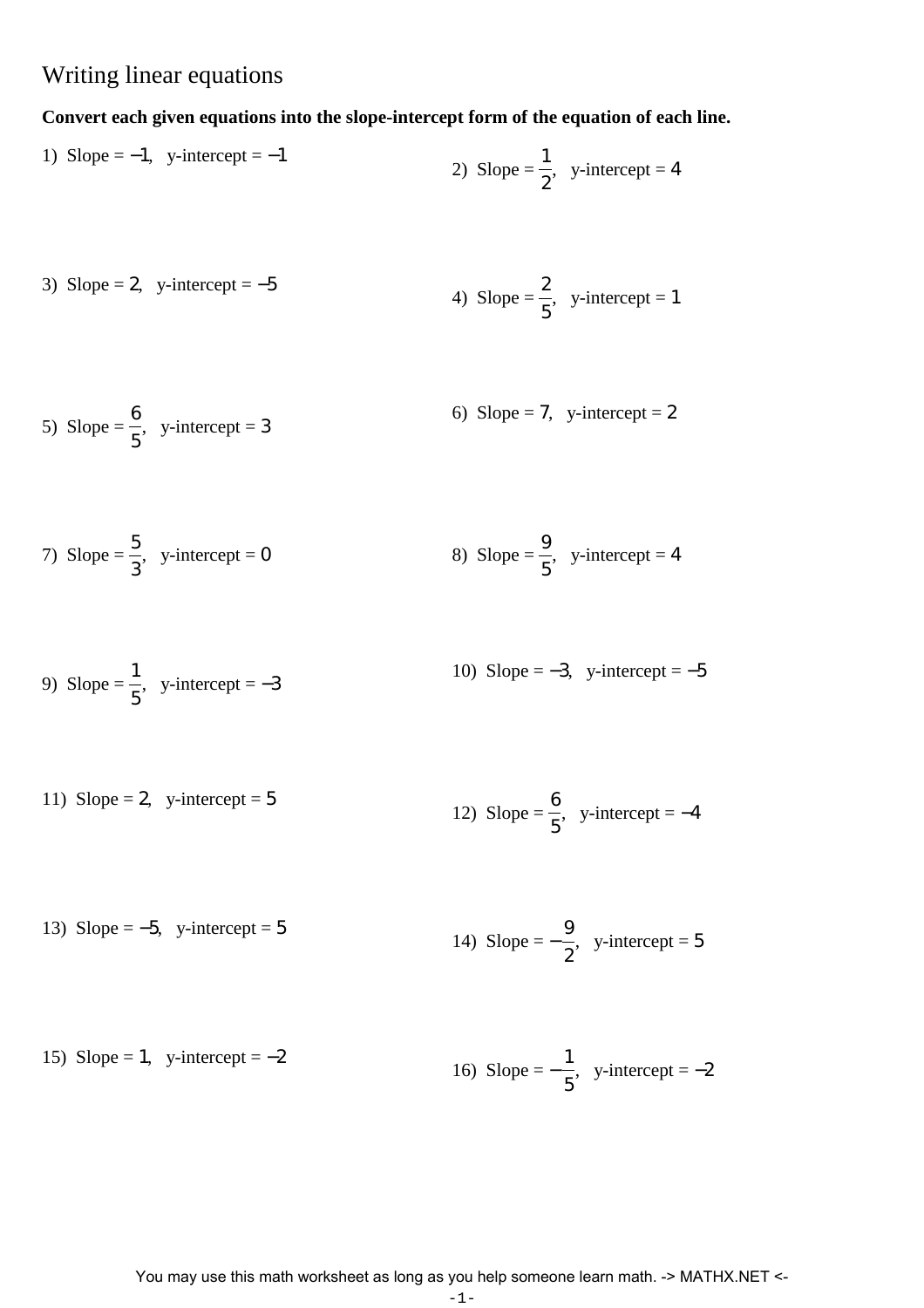# Writing linear equations

**Convert each given equations into the slope-intercept form of the equation of each line.**

1) Slope = $-1$, y-intercept = $-1$

2) Slope = $\frac{1}{2}$, y-intercept = $4$

3) Slope = $2$, y-intercept = $-5$

4) Slope = $\frac{2}{5}$, y-intercept = $1$

5) Slope = $\frac{6}{5}$, y-intercept = $3$

6) Slope = $7$, y-intercept = $2$

7) Slope = $\frac{5}{3}$, y-intercept = $0$

8) Slope = $\frac{9}{5}$, y-intercept = $4$

9) Slope = $\frac{1}{5}$, y-intercept = $-3$

10) Slope = $-3$, y-intercept = $-5$

11) Slope = $2$, y-intercept = $5$

12) Slope = $\frac{6}{5}$, y-intercept = $-4$

13) Slope = $-5$, y-intercept = $5$

14) Slope = $-\frac{9}{2}$, y-intercept = $5$

15) Slope = $1$, y-intercept = $-2$

16) Slope = $-\frac{1}{5}$, y-intercept = $-2$

You may use this math worksheet as long as you help someone learn math. -> MATHX.NET <-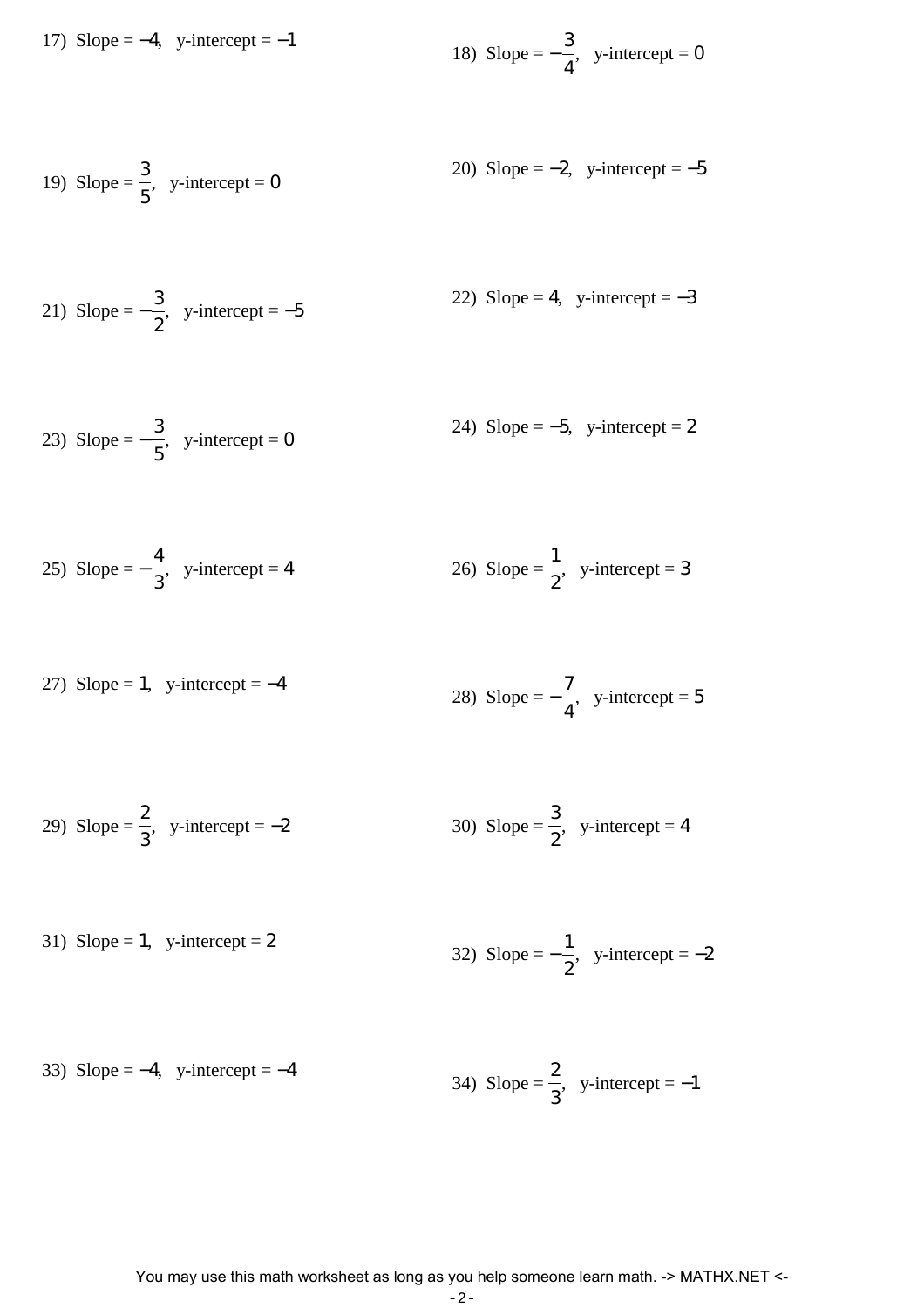17) Slope = $-4$, y-intercept = $-1$

18) Slope = $-\frac{3}{4}$, y-intercept = $0$

19) Slope = $\frac{3}{5}$, y-intercept = $0$

20) Slope = $-2$, y-intercept = $-5$

21) Slope = $-\frac{3}{2}$, y-intercept = $-5$

22) Slope = $4$, y-intercept = $-3$

23) Slope = $-\frac{3}{5}$, y-intercept = $0$

24) Slope = $-5$, y-intercept = $2$

25) Slope = $-\frac{4}{3}$, y-intercept = $4$

26) Slope = $\frac{1}{2}$, y-intercept = $3$

27) Slope = $1$, y-intercept = $-4$

28) Slope = $-\frac{7}{4}$, y-intercept = $5$

29) Slope = $\frac{2}{3}$, y-intercept = $-2$

30) Slope = $\frac{3}{2}$, y-intercept = $4$

31) Slope = $1$, y-intercept = $2$

32) Slope = $-\frac{1}{2}$, y-intercept = $-2$

33) Slope = $-4$, y-intercept = $-4$

34) Slope = $\frac{2}{3}$, y-intercept = $-1$

You may use this math worksheet as long as you help someone learn math. -> MATHX.NET <-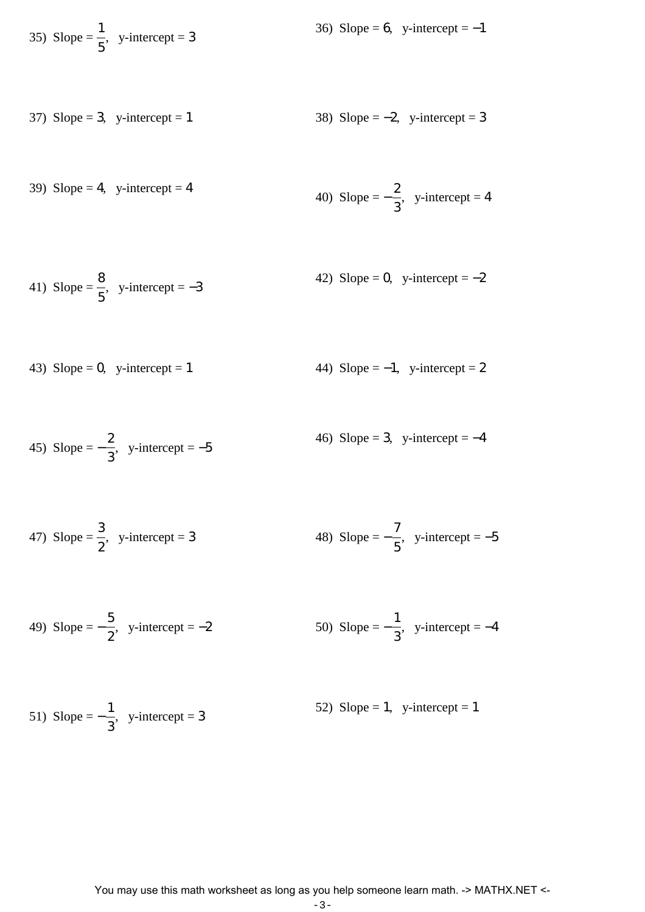35) Slope = $\frac{1}{5}$, y-intercept = $3$

36) Slope = $6$, y-intercept = $-1$

37) Slope = $3$, y-intercept = $1$

38) Slope = $-2$, y-intercept = $3$

39) Slope = $4$, y-intercept = $4$

40) Slope = $-\frac{2}{3}$, y-intercept = $4$

41) Slope = $\frac{8}{5}$, y-intercept = $-3$

42) Slope = $0$, y-intercept = $-2$

43) Slope = $0$, y-intercept = $1$

44) Slope = $-1$, y-intercept = $2$

45) Slope = $-\frac{2}{3}$, y-intercept = $-5$

46) Slope = $3$, y-intercept = $-4$

47) Slope = $\frac{3}{2}$, y-intercept = $3$

48) Slope = $-\frac{7}{5}$, y-intercept = $-5$

49) Slope = $-\frac{5}{2}$, y-intercept = $-2$

50) Slope = $-\frac{1}{3}$, y-intercept = $-4$

51) Slope = $-\frac{1}{3}$, y-intercept = $3$

52) Slope = $1$, y-intercept = $1$

You may use this math worksheet as long as you help someone learn math. -> MATHX.NET <-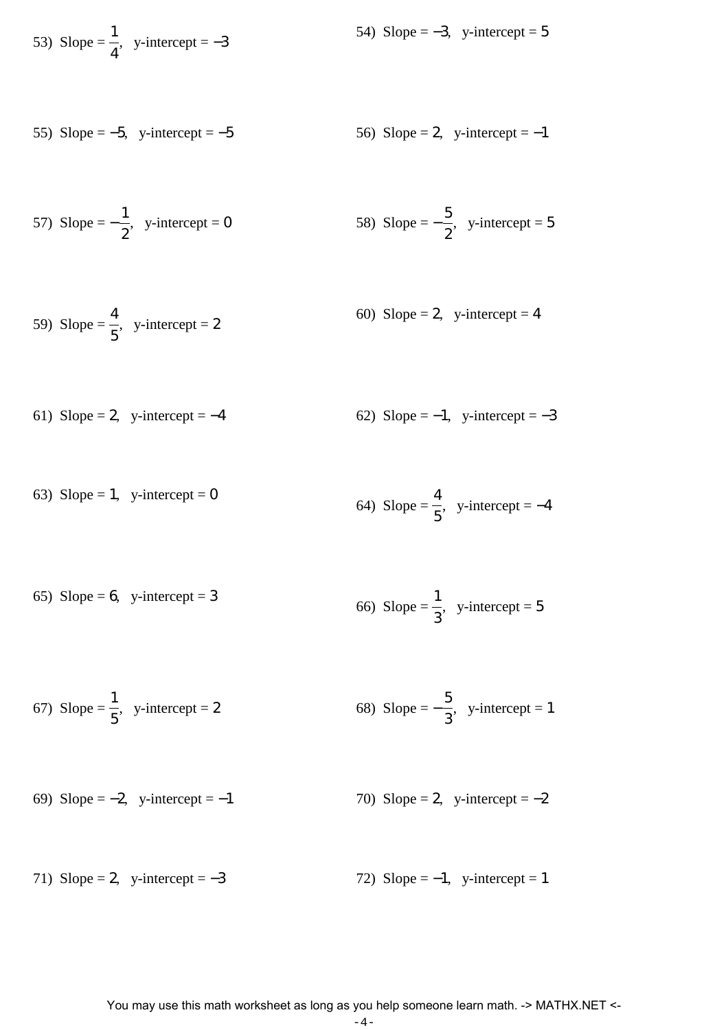53) Slope = $\frac{1}{4}$, y-intercept = $-3$

54) Slope = $-3$, y-intercept = $5$

55) Slope = $-5$, y-intercept = $-5$

56) Slope = $2$, y-intercept = $-1$

57) Slope = $-\frac{1}{2}$, y-intercept = $0$

58) Slope = $-\frac{5}{2}$, y-intercept = $5$

59) Slope = $\frac{4}{5}$, y-intercept = $2$

60) Slope = $2$, y-intercept = $4$

61) Slope = $2$, y-intercept = $-4$

62) Slope = $-1$, y-intercept = $-3$

63) Slope = $1$, y-intercept = $0$

64) Slope = $\frac{4}{5}$, y-intercept = $-4$

65) Slope = $6$, y-intercept = $3$

66) Slope = $\frac{1}{3}$, y-intercept = $5$

67) Slope = $\frac{1}{5}$, y-intercept = $2$

68) Slope = $-\frac{5}{3}$, y-intercept = $1$

69) Slope = $-2$, y-intercept = $-1$

70) Slope = $2$, y-intercept = $-2$

71) Slope = $2$, y-intercept = $-3$

72) Slope = $-1$, y-intercept = $1$

You may use this math worksheet as long as you help someone learn math. -> MATHX.NET <-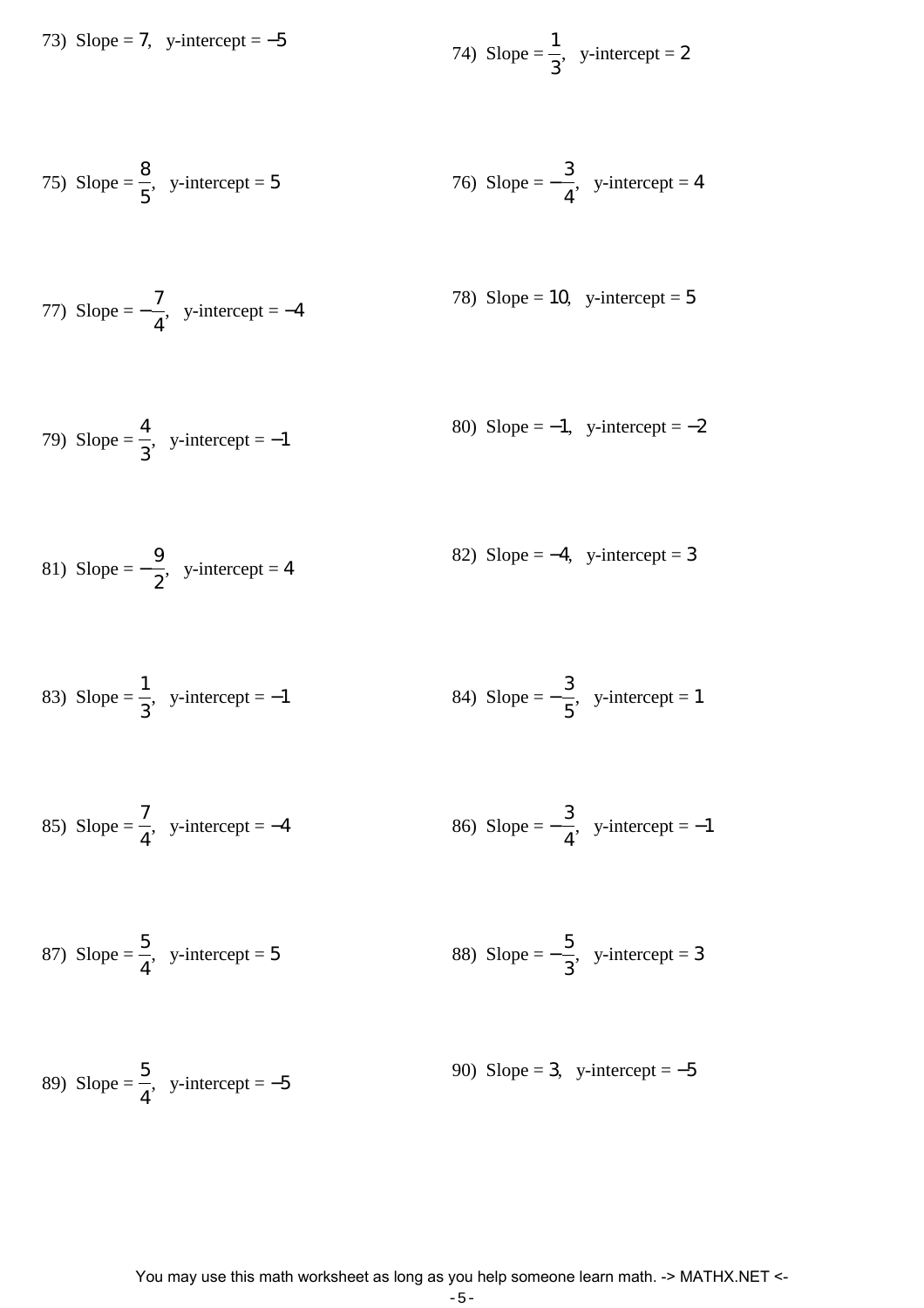73) Slope = $7$, y-intercept = $-5$

74) Slope = $\frac{1}{3}$, y-intercept = $2$

75) Slope = $\frac{8}{5}$, y-intercept = $5$

76) Slope = $-\frac{3}{4}$, y-intercept = $4$

77) Slope = $-\frac{7}{4}$, y-intercept = $-4$

78) Slope = $10$, y-intercept = $5$

79) Slope = $\frac{4}{3}$, y-intercept = $-1$

80) Slope = $-1$, y-intercept = $-2$

81) Slope = $-\frac{9}{2}$, y-intercept = $4$

82) Slope = $-4$, y-intercept = $3$

83) Slope = $\frac{1}{3}$, y-intercept = $-1$

84) Slope = $-\frac{3}{5}$, y-intercept = $1$

85) Slope = $\frac{7}{4}$, y-intercept = $-4$

86) Slope = $-\frac{3}{4}$, y-intercept = $-1$

87) Slope = $\frac{5}{4}$, y-intercept = $5$

88) Slope = $-\frac{5}{3}$, y-intercept = $3$

89) Slope = $\frac{5}{4}$, y-intercept = $-5$

90) Slope = $3$, y-intercept = $-5$

You may use this math worksheet as long as you help someone learn math. -> MATHX.NET <-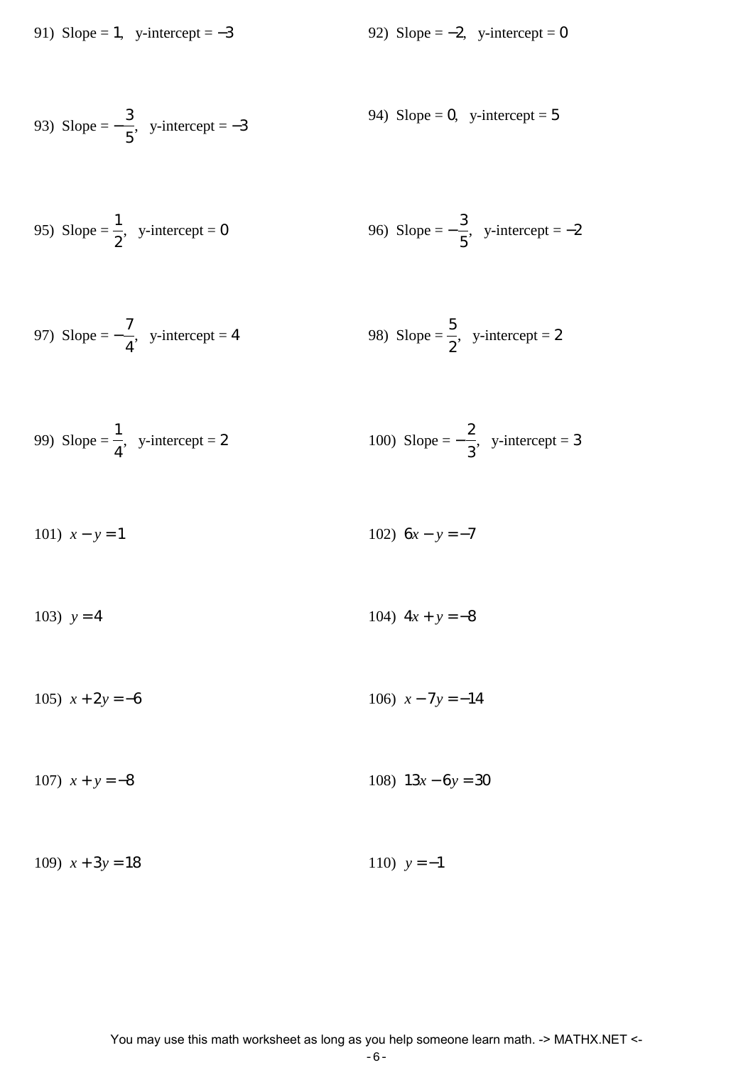91) Slope = $1$, y-intercept = $-3$

92) Slope = $-2$, y-intercept = $0$

93) Slope = $-\frac{3}{5}$, y-intercept = $-3$

94) Slope = $0$, y-intercept = $5$

95) Slope = $\frac{1}{2}$, y-intercept = $0$

96) Slope = $-\frac{3}{5}$, y-intercept = $-2$

97) Slope = $-\frac{7}{4}$, y-intercept = $4$

98) Slope = $\frac{5}{2}$, y-intercept = $2$

99) Slope = $\frac{1}{4}$, y-intercept = $2$

100) Slope = $-\frac{2}{3}$, y-intercept = $3$

101) $x - y = 1$

102) $6x - y = -7$

103) $y = 4$

104) $4x + y = -8$

105) $x + 2y = -6$

106) $x - 7y = -14$

107) $x + y = -8$

108) $13x - 6y = 30$

109) $x + 3y = 18$

110) $y = -1$

You may use this math worksheet as long as you help someone learn math. -> MATHX.NET <-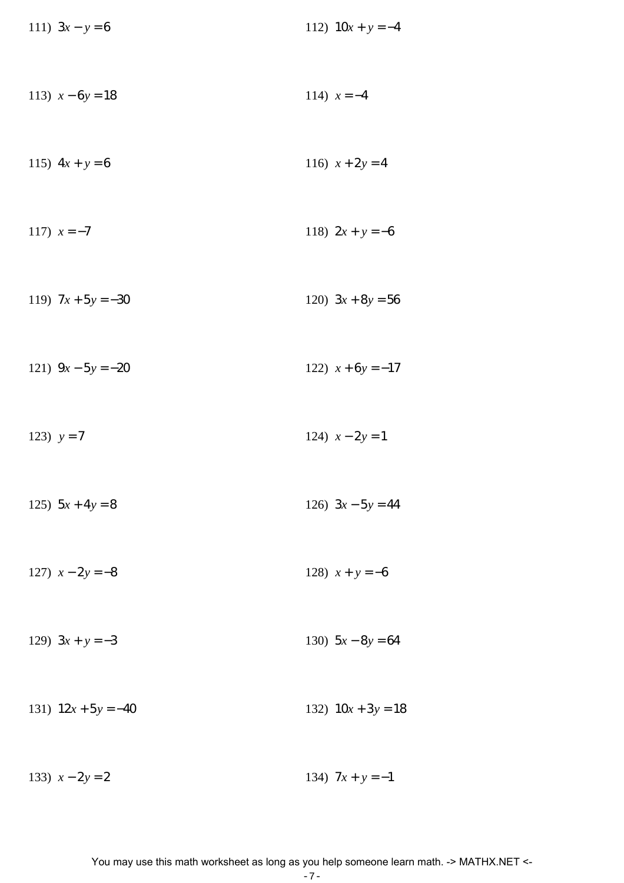111) $3x - y = 6$

112) $10x + y = -4$

113) $x - 6y = 18$

114) $x = -4$

115) $4x + y = 6$

116) $x + 2y = 4$

117) $x = -7$

118) $2x + y = -6$

119) $7x + 5y = -30$

120) $3x + 8y = 56$

121) $9x - 5y = -20$

122) $x + 6y = -17$

123) $y = 7$

124) $x - 2y = 1$

125) $5x + 4y = 8$

126) $3x - 5y = 44$

127) $x - 2y = -8$

128) $x + y = -6$

129) $3x + y = -3$

130) $5x - 8y = 64$

131) $12x + 5y = -40$

132) $10x + 3y = 18$

133) $x - 2y = 2$

134) $7x + y = -1$

You may use this math worksheet as long as you help someone learn math. -> MATHX.NET <-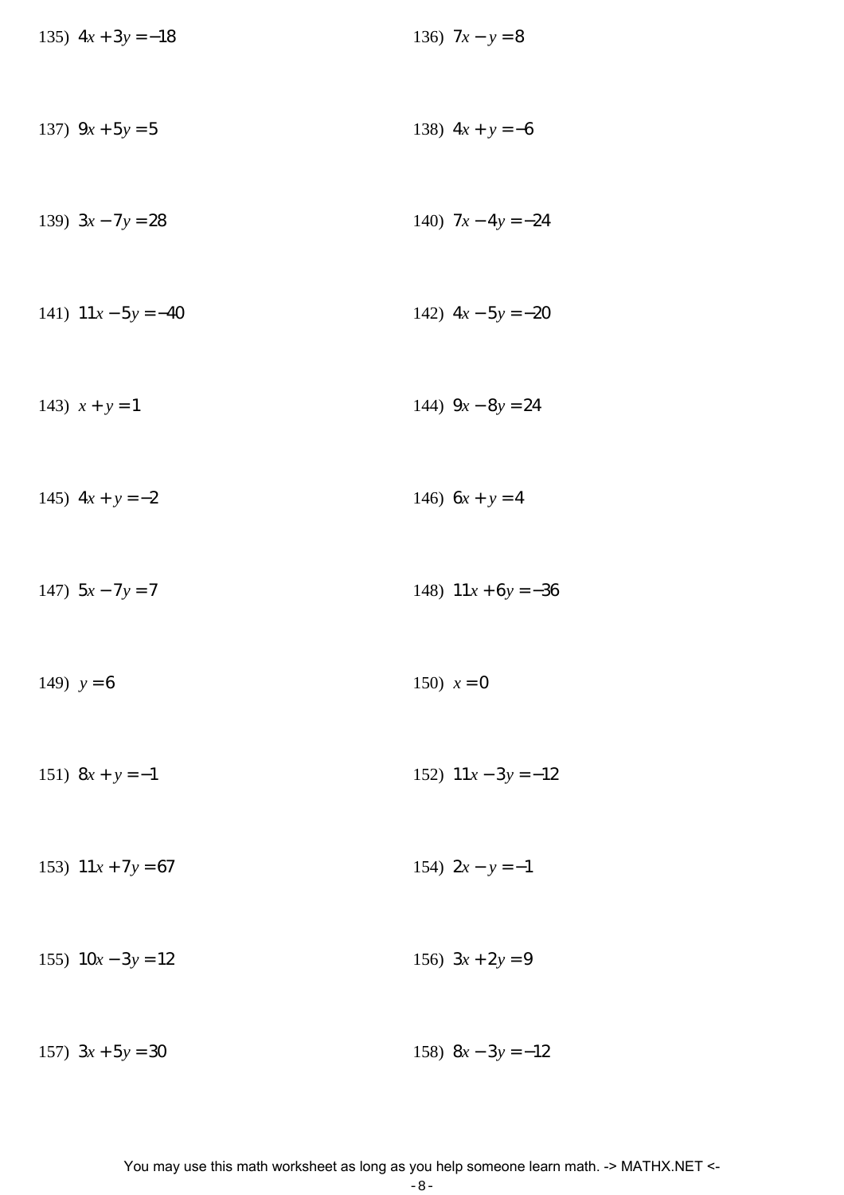135) $4x + 3y = -18$

136) $7x - y = 8$

137) $9x + 5y = 5$

138) $4x + y = -6$

139) $3x - 7y = 28$

140) $7x - 4y = -24$

141) $11x - 5y = -40$

142) $4x - 5y = -20$

143) $x + y = 1$

144) $9x - 8y = 24$

145) $4x + y = -2$

146) $6x + y = 4$

147) $5x - 7y = 7$

148) $11x + 6y = -36$

149) $y = 6$

150) $x = 0$

151) $8x + y = -1$

152) $11x - 3y = -12$

153) $11x + 7y = 67$

154) $2x - y = -1$

155) $10x - 3y = 12$

156) $3x + 2y = 9$

157) $3x + 5y = 30$

158) $8x - 3y = -12$

You may use this math worksheet as long as you help someone learn math. -> MATHX.NET <-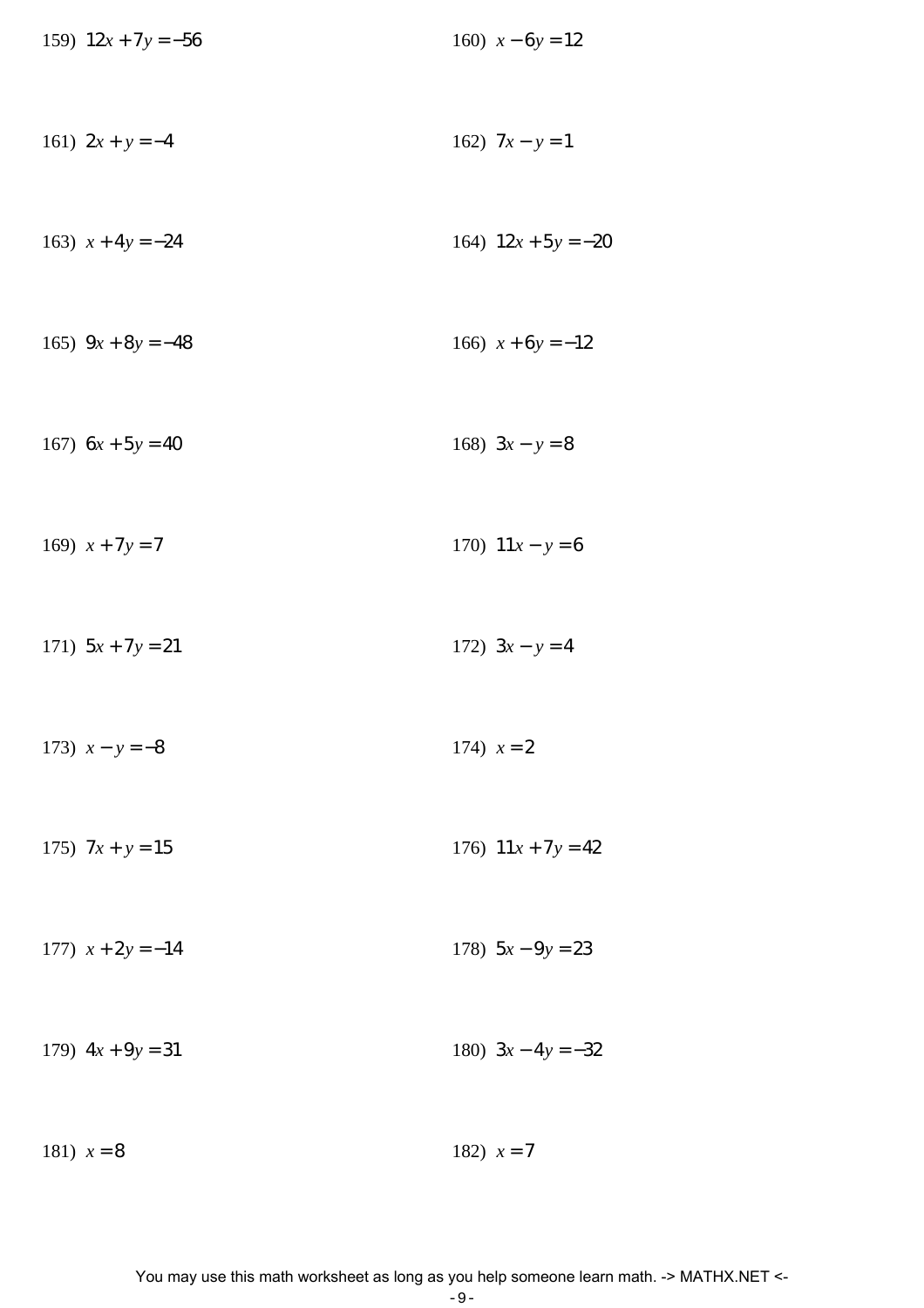159) $12x + 7y = -56$

160) $x - 6y = 12$

161) $2x + y = -4$

162) $7x - y = 1$

163) $x + 4y = -24$

164) $12x + 5y = -20$

165) $9x + 8y = -48$

166) $x + 6y = -12$

167) $6x + 5y = 40$

168) $3x - y = 8$

169) $x + 7y = 7$

170) $11x - y = 6$

171) $5x + 7y = 21$

172) $3x - y = 4$

173) $x - y = -8$

174) $x = 2$

175) $7x + y = 15$

176) $11x + 7y = 42$

177) $x + 2y = -14$

178) $5x - 9y = 23$

179) $4x + 9y = 31$

180) $3x - 4y = -32$

181) $x = 8$

182) $x = 7$

You may use this math worksheet as long as you help someone learn math. -> MATHX.NET <-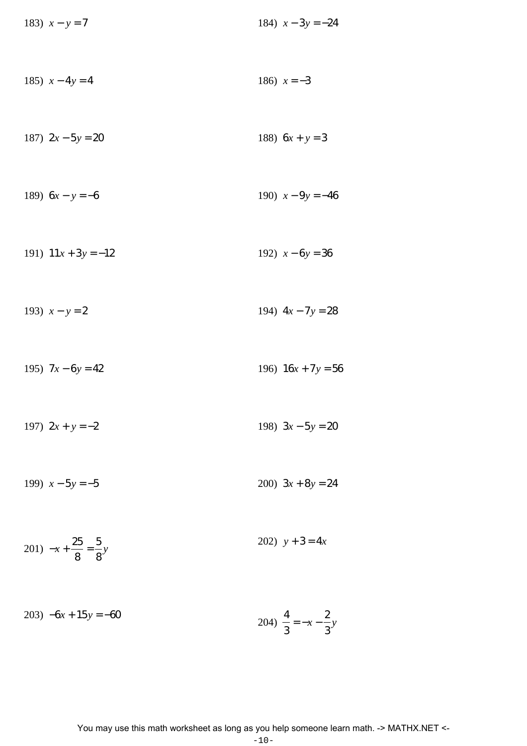183) $x - y = 7$

184) $x - 3y = -24$

185) $x - 4y = 4$

186) $x = -3$

187) $2x - 5y = 20$

188) $6x + y = 3$

189) $6x - y = -6$

190) $x - 9y = -46$

191) $11x + 3y = -12$

192) $x - 6y = 36$

193) $x - y = 2$

194) $4x - 7y = 28$

195) $7x - 6y = 42$

196) $16x + 7y = 56$

197) $2x + y = -2$

198) $3x - 5y = 20$

199) $x - 5y = -5$

200) $3x + 8y = 24$

201) $-x + \frac{25}{8} = \frac{5}{8}y$

202) $y + 3 = 4x$

203) $-6x + 15y = -60$

204) $\frac{4}{3} = -x - \frac{2}{3}y$

You may use this math worksheet as long as you help someone learn math. -> MATHX.NET <-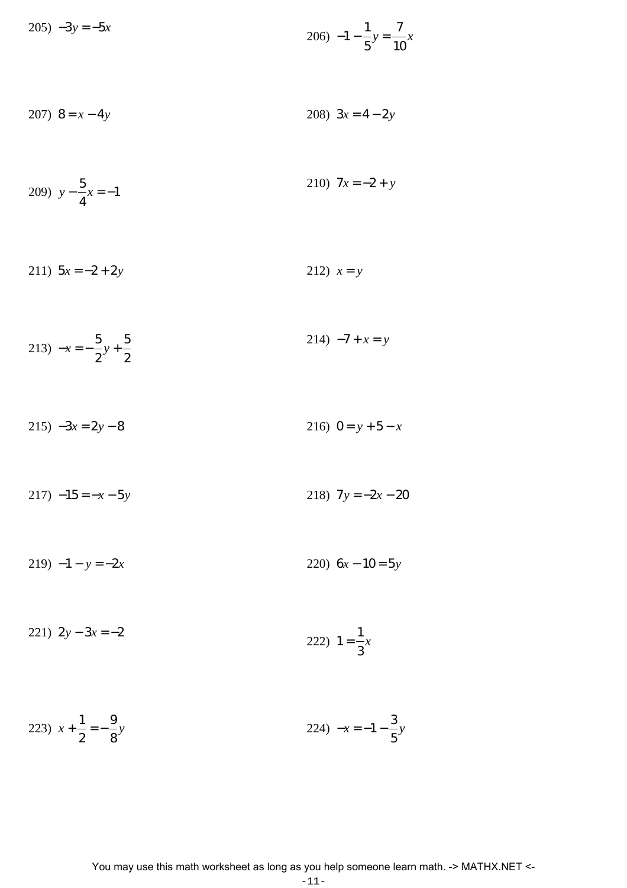205) $-3y = -5x$

206) $-1 - \frac{1}{5}y = \frac{7}{10}x$

207) $8 = x - 4y$

208) $3x = 4 - 2y$

209) $y - \frac{5}{4}x = -1$

210) $7x = -2 + y$

211) $5x = -2 + 2y$

212) $x = y$

213) $-x = -\frac{5}{2}y + \frac{5}{2}$

214) $-7 + x = y$

215) $-3x = 2y - 8$

216) $0 = y + 5 - x$

217) $-15 = -x - 5y$

218) $7y = -2x - 20$

219) $-1 - y = -2x$

220) $6x - 10 = 5y$

221) $2y - 3x = -2$

222) $1 = \frac{1}{3}x$

223) $x + \frac{1}{2} = -\frac{9}{8}y$

224) $-x = -1 - \frac{3}{5}y$

You may use this math worksheet as long as you help someone learn math. -> MATHX.NET <-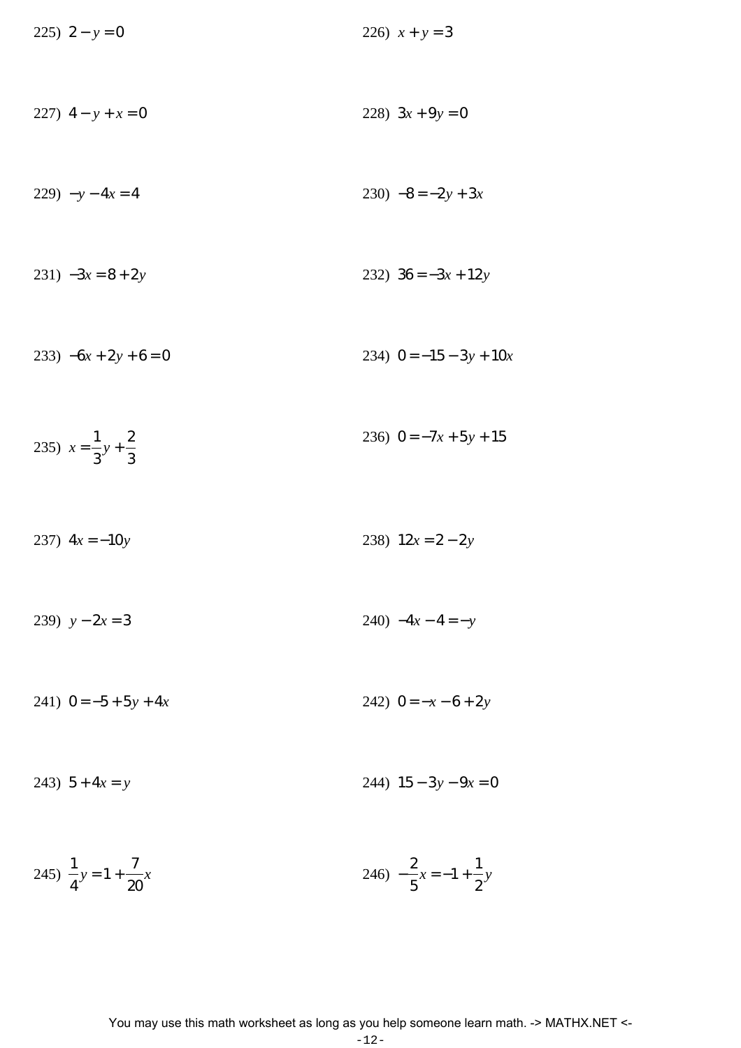225) $2 - y = 0$

226) $x + y = 3$

227) $4 - y + x = 0$

228) $3x + 9y = 0$

229) $-y - 4x = 4$

230) $-8 = -2y + 3x$

231) $-3x = 8 + 2y$

232) $36 = -3x + 12y$

233) $-6x + 2y + 6 = 0$

234) $0 = -15 - 3y + 10x$

235) $x = \frac{1}{3}y + \frac{2}{3}$

236) $0 = -7x + 5y + 15$

237) $4x = -10y$

238) $12x = 2 - 2y$

239) $y - 2x = 3$

240) $-4x - 4 = -y$

241) $0 = -5 + 5y + 4x$

242) $0 = -x - 6 + 2y$

243) $5 + 4x = y$

244) $15 - 3y - 9x = 0$

245) $\frac{1}{4}y = 1 + \frac{7}{20}x$

246) $-\frac{2}{5}x = -1 + \frac{1}{2}y$

You may use this math worksheet as long as you help someone learn math. -> MATHX.NET <-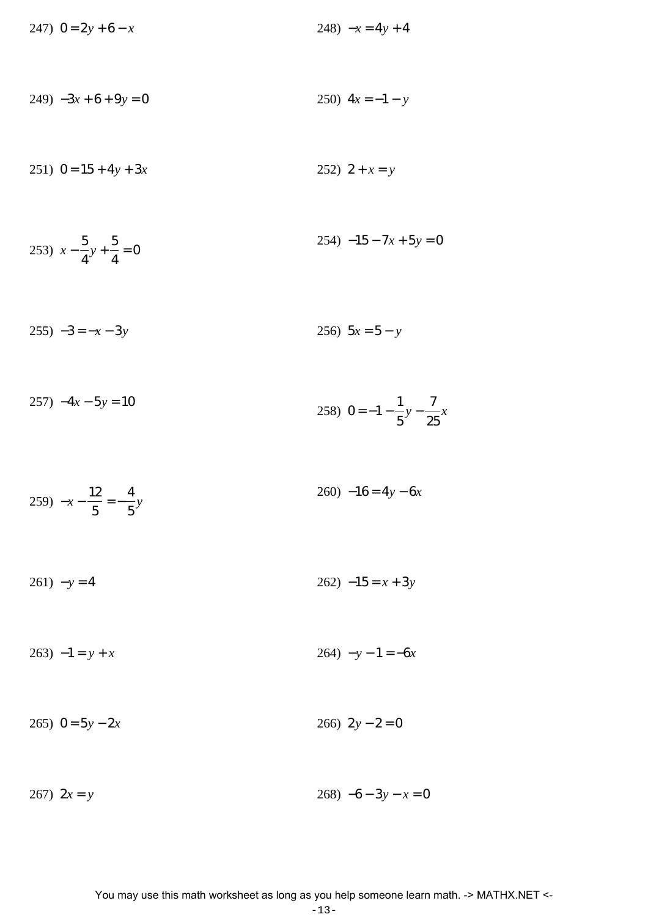247) $0 = 2y + 6 - x$

248) $-x = 4y + 4$

249) $-3x + 6 + 9y = 0$

250) $4x = -1 - y$

251) $0 = 15 + 4y + 3x$

252) $2 + x = y$

253) $x - \frac{5}{4}y + \frac{5}{4} = 0$

254) $-15 - 7x + 5y = 0$

255) $-3 = -x - 3y$

256) $5x = 5 - y$

257) $-4x - 5y = 10$

258) $0 = -1 - \frac{1}{5}y - \frac{7}{25}x$

259) $-x - \frac{12}{5} = -\frac{4}{5}y$

260) $-16 = 4y - 6x$

261) $-y = 4$

262) $-15 = x + 3y$

263) $-1 = y + x$

264) $-y - 1 = -6x$

265) $0 = 5y - 2x$

266) $2y - 2 = 0$

267) $2x = y$

268) $-6 - 3y - x = 0$

You may use this math worksheet as long as you help someone learn math. -> MATHX.NET <-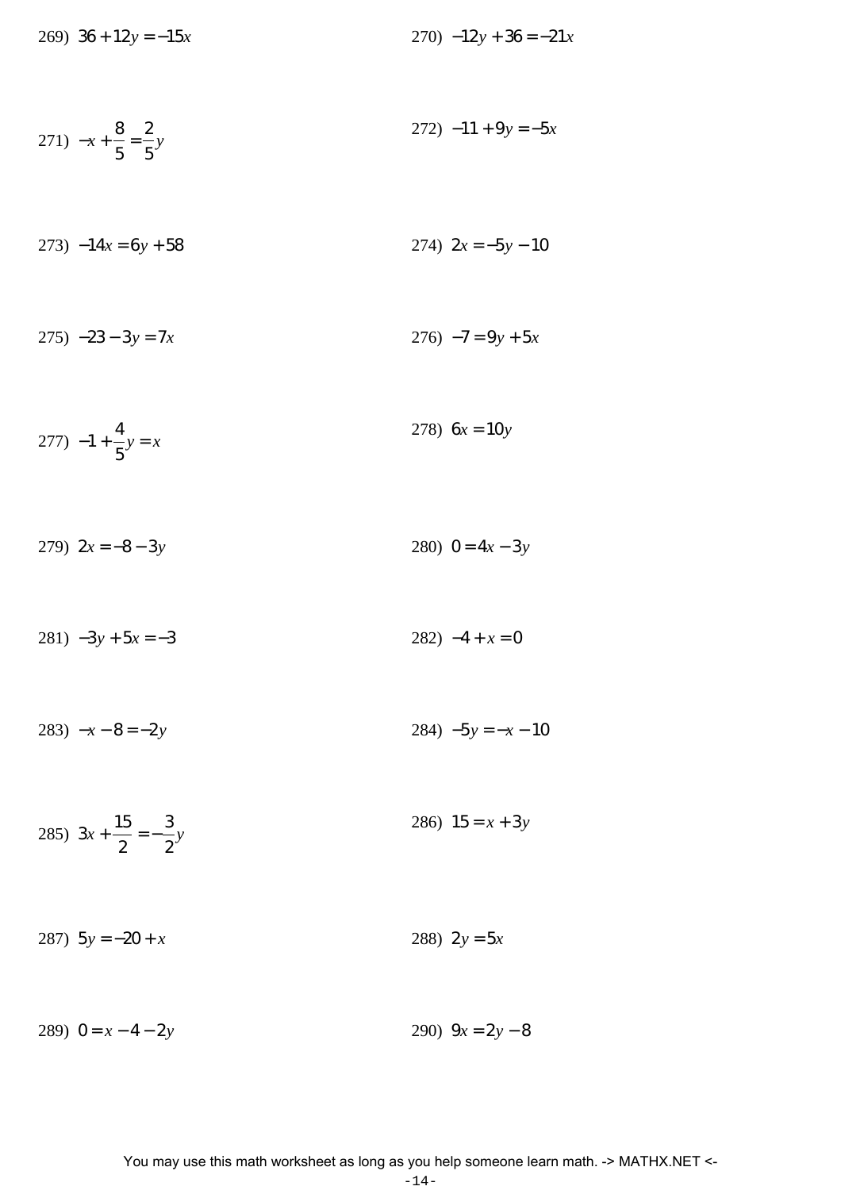269) $36 + 12y = -15x$

270) $-12y + 36 = -21x$

271) $-x + \frac{8}{5} = \frac{2}{5}y$

272) $-11 + 9y = -5x$

273) $-14x = 6y + 58$

274) $2x = -5y - 10$

275) $-23 - 3y = 7x$

276) $-7 = 9y + 5x$

277) $-1 + \frac{4}{5}y = x$

278) $6x = 10y$

279) $2x = -8 - 3y$

280) $0 = 4x - 3y$

281) $-3y + 5x = -3$

282) $-4 + x = 0$

283) $-x - 8 = -2y$

284) $-5y = -x - 10$

285) $3x + \frac{15}{2} = -\frac{3}{2}y$

286) $15 = x + 3y$

287) $5y = -20 + x$

288) $2y = 5x$

289) $0 = x - 4 - 2y$

290) $9x = 2y - 8$

You may use this math worksheet as long as you help someone learn math. -> MATHX.NET <-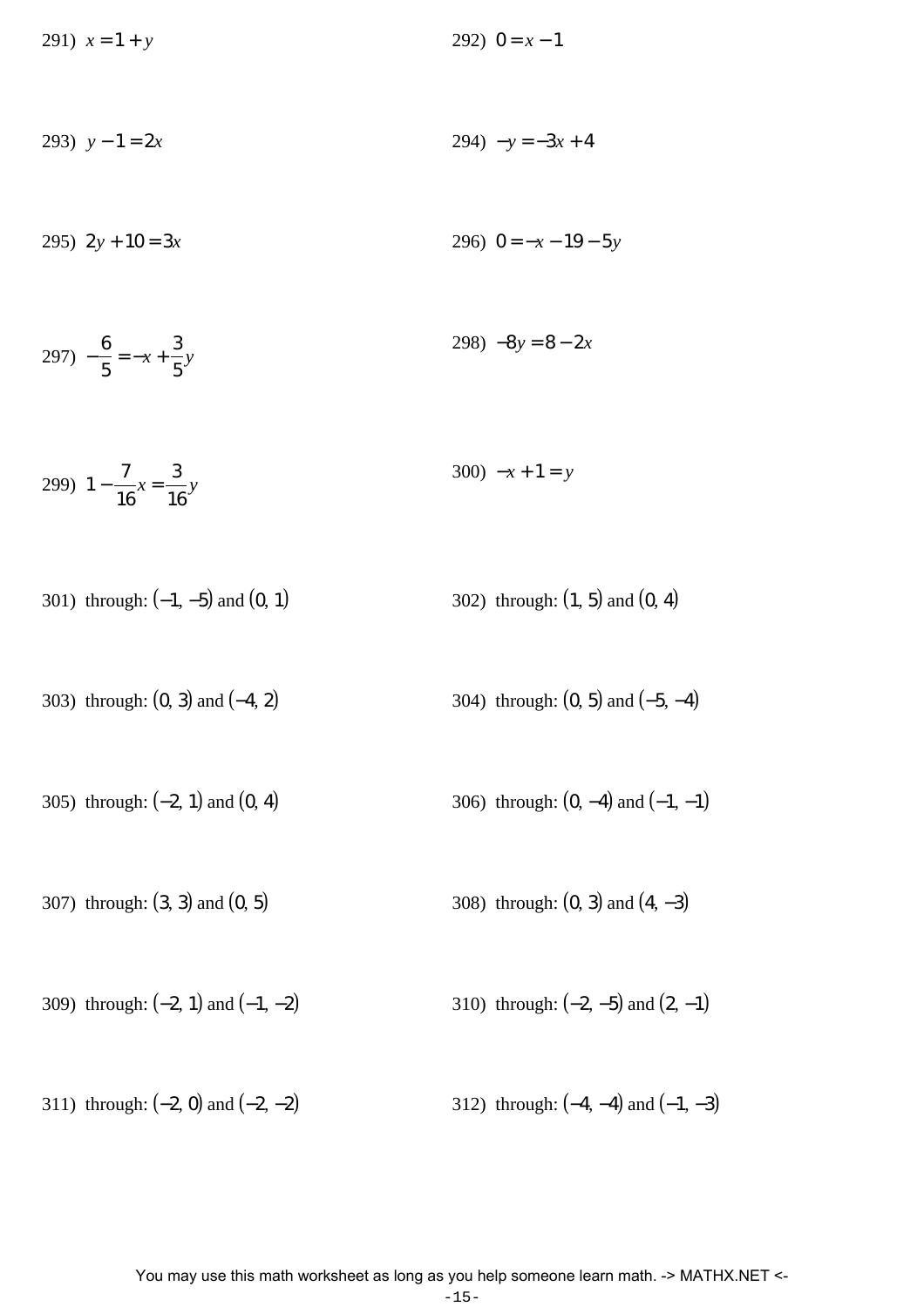291) $x = 1 + y$

292) $0 = x - 1$

293) $y - 1 = 2x$

294) $-y = -3x + 4$

295) $2y + 10 = 3x$

296) $0 = -x - 19 - 5y$

297) $-\frac{6}{5} = -x + \frac{3}{5}y$

298) $-8y = 8 - 2x$

299) $1 - \frac{7}{16}x = \frac{3}{16}y$

300) $-x + 1 = y$

301) through: $(-1, -5)$ and $(0, 1)$

302) through: $(1, 5)$ and $(0, 4)$

303) through: $(0, 3)$ and $(-4, 2)$

304) through: $(0, 5)$ and $(-5, -4)$

305) through: $(-2, 1)$ and $(0, 4)$

306) through: $(0, -4)$ and $(-1, -1)$

307) through: $(3, 3)$ and $(0, 5)$

308) through: $(0, 3)$ and $(4, -3)$

309) through: $(-2, 1)$ and $(-1, -2)$

310) through: $(-2, -5)$ and $(2, -1)$

311) through: $(-2, 0)$ and $(-2, -2)$

312) through: $(-4, -4)$ and $(-1, -3)$

You may use this math worksheet as long as you help someone learn math. -> MATHX.NET <-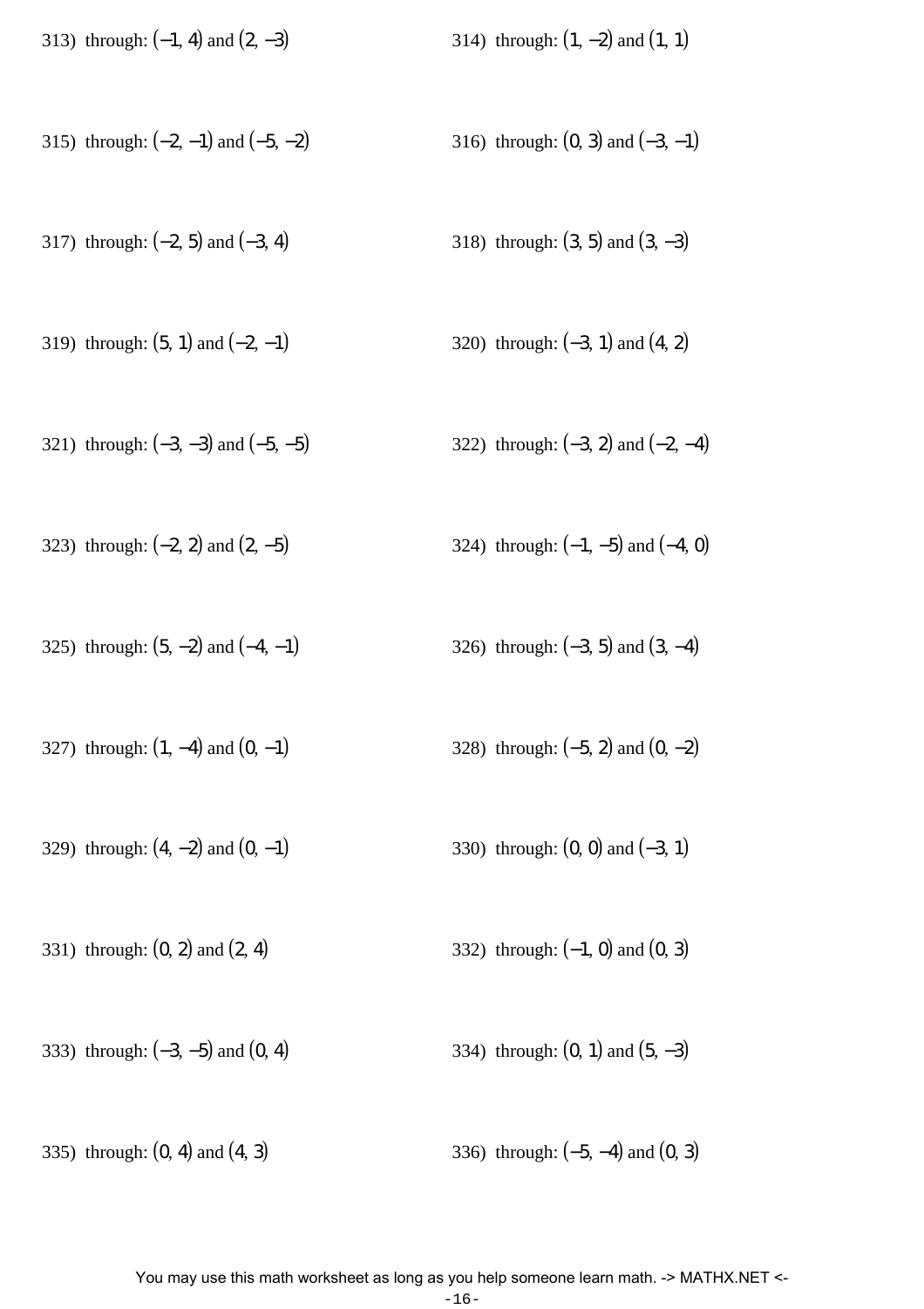313) through: $(-1, 4)$ and $(2, -3)$

314) through: $(1, -2)$ and $(1, 1)$

315) through: $(-2, -1)$ and $(-5, -2)$

316) through: $(0, 3)$ and $(-3, -1)$

317) through: $(-2, 5)$ and $(-3, 4)$

318) through: $(3, 5)$ and $(3, -3)$

319) through: $(5, 1)$ and $(-2, -1)$

320) through: $(-3, 1)$ and $(4, 2)$

321) through: $(-3, -3)$ and $(-5, -5)$

322) through: $(-3, 2)$ and $(-2, -4)$

323) through: $(-2, 2)$ and $(2, -5)$

324) through: $(-1, -5)$ and $(-4, 0)$

325) through: $(5, -2)$ and $(-4, -1)$

326) through: $(-3, 5)$ and $(3, -4)$

327) through: $(1, -4)$ and $(0, -1)$

328) through: $(-5, 2)$ and $(0, -2)$

329) through: $(4, -2)$ and $(0, -1)$

330) through: $(0, 0)$ and $(-3, 1)$

331) through: $(0, 2)$ and $(2, 4)$

332) through: $(-1, 0)$ and $(0, 3)$

333) through: $(-3, -5)$ and $(0, 4)$

334) through: $(0, 1)$ and $(5, -3)$

335) through: $(0, 4)$ and $(4, 3)$

336) through: $(-5, -4)$ and $(0, 3)$

You may use this math worksheet as long as you help someone learn math. -> MATHX.NET <-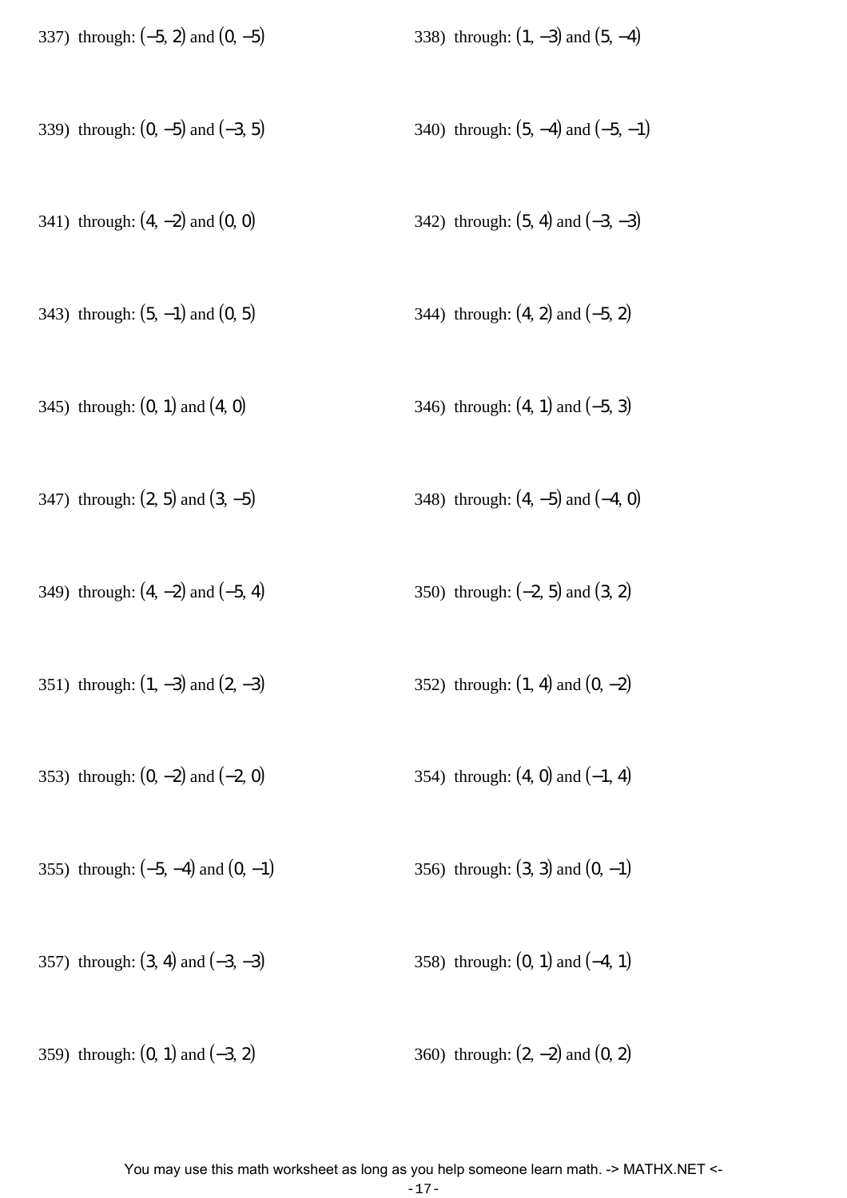337) through: $(-5, 2)$ and $(0, -5)$

338) through: $(1, -3)$ and $(5, -4)$

339) through: $(0, -5)$ and $(-3, 5)$

340) through: $(5, -4)$ and $(-5, -1)$

341) through: $(4, -2)$ and $(0, 0)$

342) through: $(5, 4)$ and $(-3, -3)$

343) through: $(5, -1)$ and $(0, 5)$

344) through: $(4, 2)$ and $(-5, 2)$

345) through: $(0, 1)$ and $(4, 0)$

346) through: $(4, 1)$ and $(-5, 3)$

347) through: $(2, 5)$ and $(3, -5)$

348) through: $(4, -5)$ and $(-4, 0)$

349) through: $(4, -2)$ and $(-5, 4)$

350) through: $(-2, 5)$ and $(3, 2)$

351) through: $(1, -3)$ and $(2, -3)$

352) through: $(1, 4)$ and $(0, -2)$

353) through: $(0, -2)$ and $(-2, 0)$

354) through: $(4, 0)$ and $(-1, 4)$

355) through: $(-5, -4)$ and $(0, -1)$

356) through: $(3, 3)$ and $(0, -1)$

357) through: $(3, 4)$ and $(-3, -3)$

358) through: $(0, 1)$ and $(-4, 1)$

359) through: $(0, 1)$ and $(-3, 2)$

360) through: $(2, -2)$ and $(0, 2)$

You may use this math worksheet as long as you help someone learn math. -> MATHX.NET <-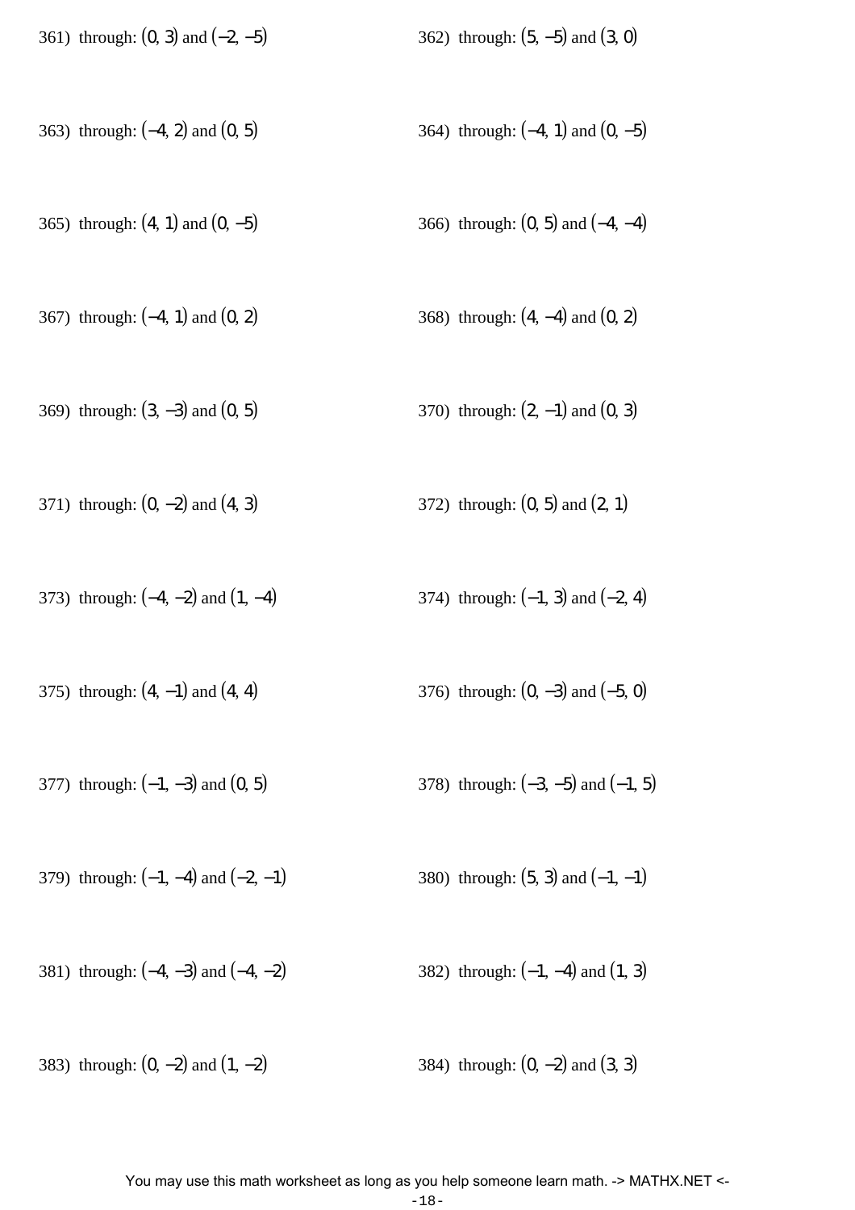361) through: $(0, 3)$ and $(-2, -5)$

362) through: $(5, -5)$ and $(3, 0)$

363) through: $(-4, 2)$ and $(0, 5)$

364) through: $(-4, 1)$ and $(0, -5)$

365) through: $(4, 1)$ and $(0, -5)$

366) through: $(0, 5)$ and $(-4, -4)$

367) through: $(-4, 1)$ and $(0, 2)$

368) through: $(4, -4)$ and $(0, 2)$

369) through: $(3, -3)$ and $(0, 5)$

370) through: $(2, -1)$ and $(0, 3)$

371) through: $(0, -2)$ and $(4, 3)$

372) through: $(0, 5)$ and $(2, 1)$

373) through: $(-4, -2)$ and $(1, -4)$

374) through: $(-1, 3)$ and $(-2, 4)$

375) through: $(4, -1)$ and $(4, 4)$

376) through: $(0, -3)$ and $(-5, 0)$

377) through: $(-1, -3)$ and $(0, 5)$

378) through: $(-3, -5)$ and $(-1, 5)$

379) through: $(-1, -4)$ and $(-2, -1)$

380) through: $(5, 3)$ and $(-1, -1)$

381) through: $(-4, -3)$ and $(-4, -2)$

382) through: $(-1, -4)$ and $(1, 3)$

383) through: $(0, -2)$ and $(1, -2)$

384) through: $(0, -2)$ and $(3, 3)$

You may use this math worksheet as long as you help someone learn math. -> MATHX.NET <-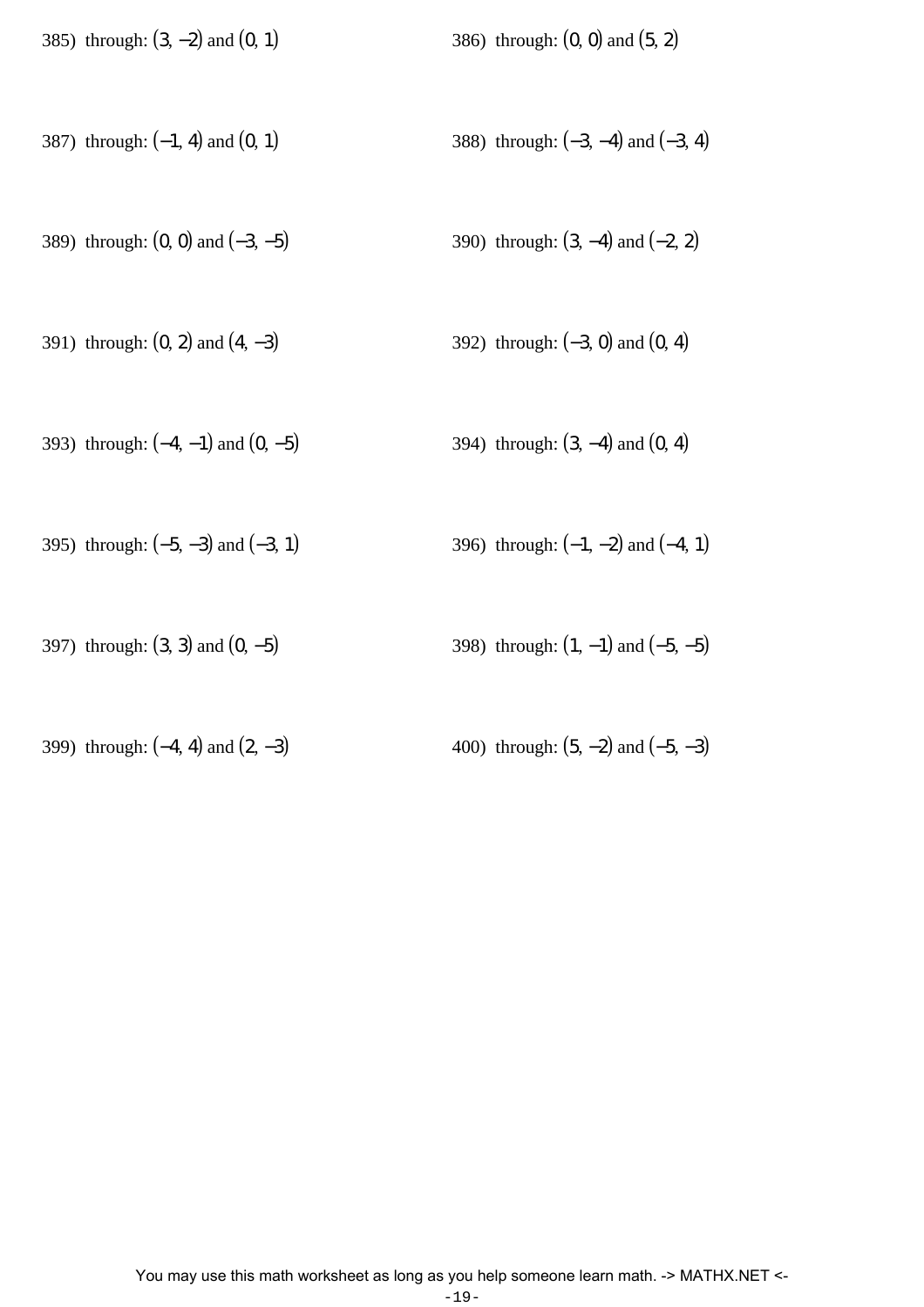385) through: $(3, -2)$ and $(0, 1)$

386) through: $(0, 0)$ and $(5, 2)$

387) through: $(-1, 4)$ and $(0, 1)$

388) through: $(-3, -4)$ and $(-3, 4)$

389) through: $(0, 0)$ and $(-3, -5)$

390) through: $(3, -4)$ and $(-2, 2)$

391) through: $(0, 2)$ and $(4, -3)$

392) through: $(-3, 0)$ and $(0, 4)$

393) through: $(-4, -1)$ and $(0, -5)$

394) through: $(3, -4)$ and $(0, 4)$

395) through: $(-5, -3)$ and $(-3, 1)$

396) through: $(-1, -2)$ and $(-4, 1)$

397) through: $(3, 3)$ and $(0, -5)$

398) through: $(1, -1)$ and $(-5, -5)$

399) through: $(-4, 4)$ and $(2, -3)$

400) through: $(5, -2)$ and $(-5, -3)$

You may use this math worksheet as long as you help someone learn math. -> MATHX.NET <-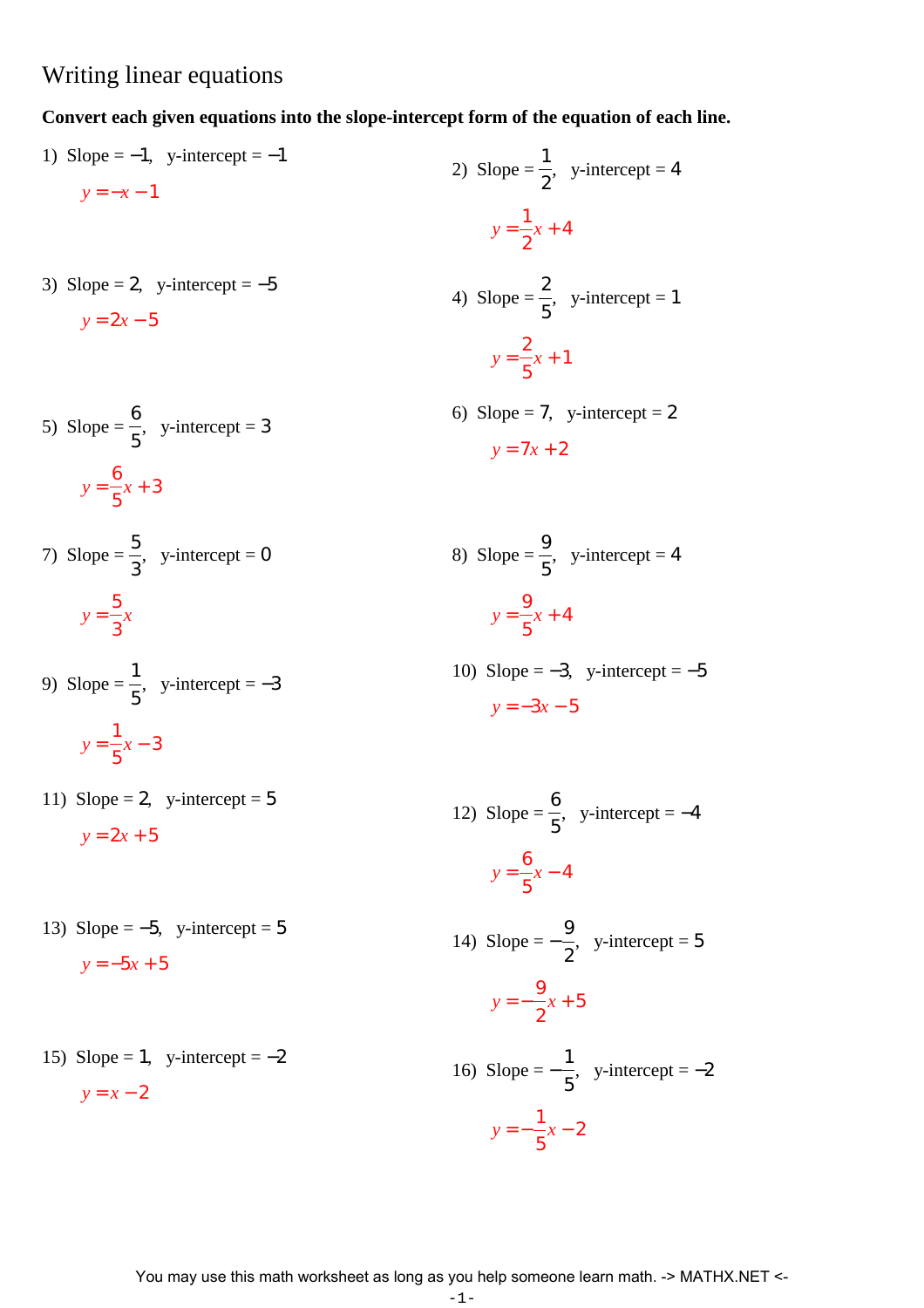# Writing linear equations

**Convert each given equations into the slope-intercept form of the equation of each line.**

1) Slope $= -1$, y-intercept $= -1$

$y = -x - 1$

2) Slope $= \frac{1}{2}$, y-intercept $= 4$

$y = \frac{1}{2}x + 4$

3) Slope $= 2$, y-intercept $= -5$

$y = 2x - 5$

4) Slope $= \frac{2}{5}$, y-intercept $= 1$

$y = \frac{2}{5}x + 1$

5) Slope $= \frac{6}{5}$, y-intercept $= 3$

$y = \frac{6}{5}x + 3$

6) Slope $= 7$, y-intercept $= 2$

$y = 7x + 2$

7) Slope $= \frac{5}{3}$, y-intercept $= 0$

$y = \frac{5}{3}x$

8) Slope $= \frac{9}{5}$, y-intercept $= 4$

$y = \frac{9}{5}x + 4$

9) Slope $= \frac{1}{5}$, y-intercept $= -3$

$y = \frac{1}{5}x - 3$

10) Slope $= -3$, y-intercept $= -5$

$y = -3x - 5$

11) Slope $= 2$, y-intercept $= 5$

$y = 2x + 5$

12) Slope $= \frac{6}{5}$, y-intercept $= -4$

$y = \frac{6}{5}x - 4$

13) Slope $= -5$, y-intercept $= 5$

$y = -5x + 5$

14) Slope $= -\frac{9}{2}$, y-intercept $= 5$

$y = -\frac{9}{2}x + 5$

15) Slope $= 1$, y-intercept $= -2$

$y = x - 2$

16) Slope $= -\frac{1}{5}$, y-intercept $= -2$

$y = -\frac{1}{5}x - 2$

You may use this math worksheet as long as you help someone learn math. -> MATHX.NET <-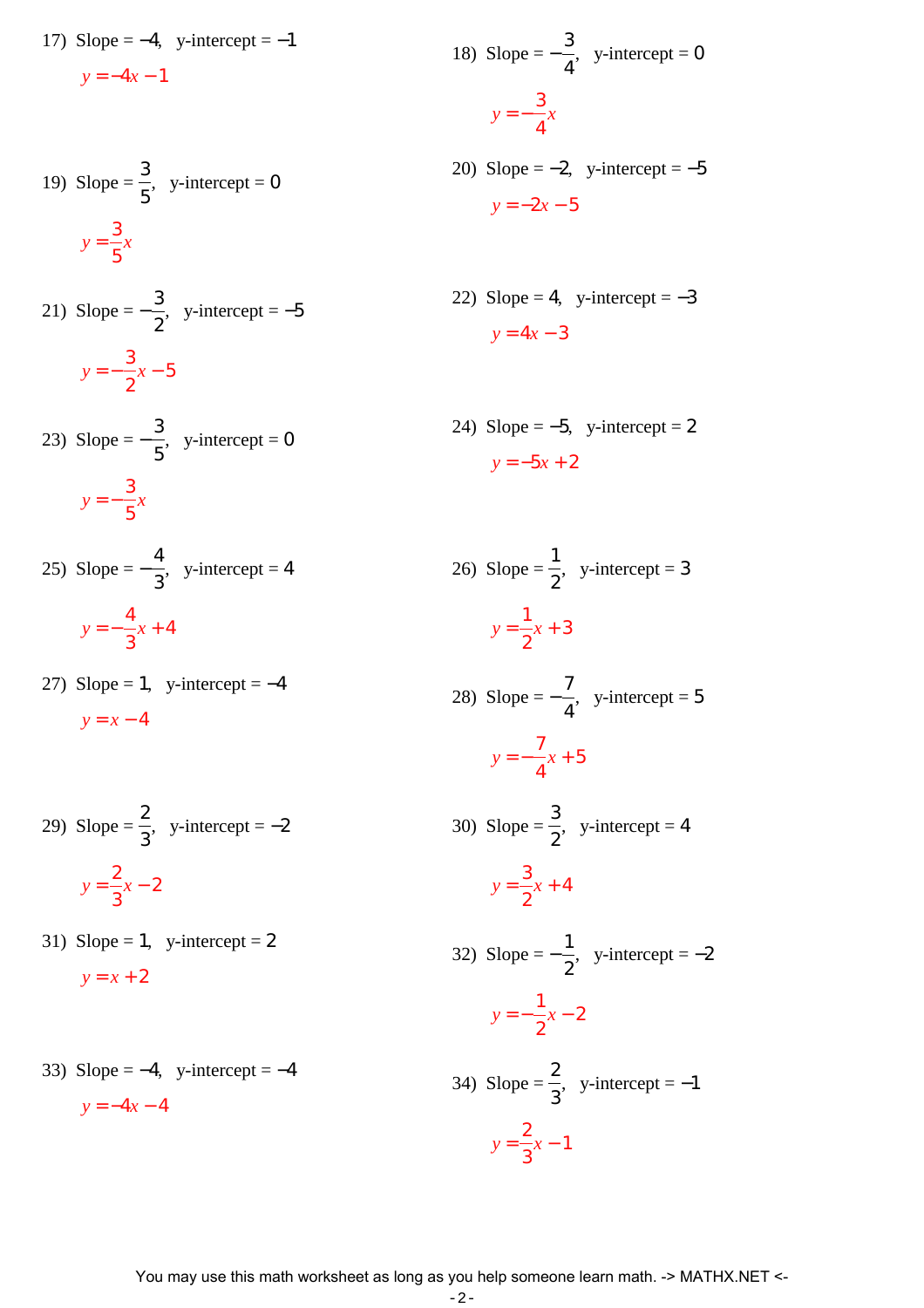17) Slope = $-4$, y-intercept = $-1$

$y = -4x - 1$

18) Slope = $-\frac{3}{4}$, y-intercept = $0$

$y = -\frac{3}{4}x$

19) Slope = $\frac{3}{5}$, y-intercept = $0$

$y = \frac{3}{5}x$

20) Slope = $-2$, y-intercept = $-5$

$y = -2x - 5$

21) Slope = $-\frac{3}{2}$, y-intercept = $-5$

$y = -\frac{3}{2}x - 5$

22) Slope = $4$, y-intercept = $-3$

$y = 4x - 3$

23) Slope = $-\frac{3}{5}$, y-intercept = $0$

$y = -\frac{3}{5}x$

24) Slope = $-5$, y-intercept = $2$

$y = -5x + 2$

25) Slope = $-\frac{4}{3}$, y-intercept = $4$

$y = -\frac{4}{3}x + 4$

26) Slope = $\frac{1}{2}$, y-intercept = $3$

$y = \frac{1}{2}x + 3$

27) Slope = $1$, y-intercept = $-4$

$y = x - 4$

28) Slope = $-\frac{7}{4}$, y-intercept = $5$

$y = -\frac{7}{4}x + 5$

29) Slope = $\frac{2}{3}$, y-intercept = $-2$

$y = \frac{2}{3}x - 2$

30) Slope = $\frac{3}{2}$, y-intercept = $4$

$y = \frac{3}{2}x + 4$

31) Slope = $1$, y-intercept = $2$

$y = x + 2$

32) Slope = $-\frac{1}{2}$, y-intercept = $-2$

$y = -\frac{1}{2}x - 2$

33) Slope = $-4$, y-intercept = $-4$

$y = -4x - 4$

34) Slope = $\frac{2}{3}$, y-intercept = $-1$

$y = \frac{2}{3}x - 1$

You may use this math worksheet as long as you help someone learn math. -> MATHX.NET <-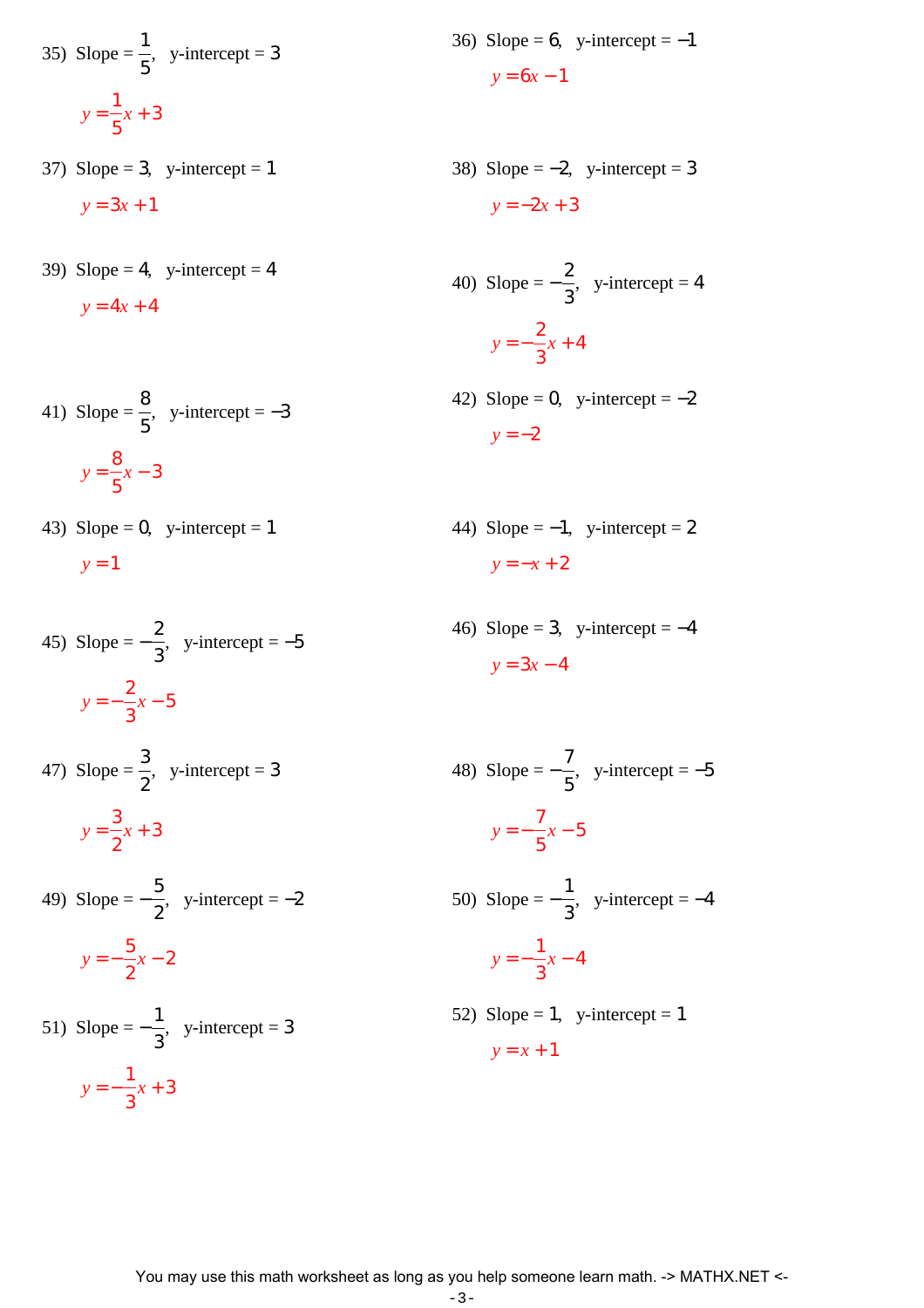35) Slope = $\frac{1}{5}$, y-intercept = 3

$y = \frac{1}{5}x + 3$

36) Slope = 6, y-intercept = −1

$y = 6x - 1$

37) Slope = 3, y-intercept = 1

$y = 3x + 1$

38) Slope = −2, y-intercept = 3

$y = -2x + 3$

39) Slope = 4, y-intercept = 4

$y = 4x + 4$

40) Slope = $-\frac{2}{3}$, y-intercept = 4

$y = -\frac{2}{3}x + 4$

41) Slope = $\frac{8}{5}$, y-intercept = −3

$y = \frac{8}{5}x - 3$

42) Slope = 0, y-intercept = −2

$y = -2$

43) Slope = 0, y-intercept = 1

$y = 1$

44) Slope = −1, y-intercept = 2

$y = -x + 2$

45) Slope = $-\frac{2}{3}$, y-intercept = −5

$y = -\frac{2}{3}x - 5$

46) Slope = 3, y-intercept = −4

$y = 3x - 4$

47) Slope = $\frac{3}{2}$, y-intercept = 3

$y = \frac{3}{2}x + 3$

48) Slope = $-\frac{7}{5}$, y-intercept = −5

$y = -\frac{7}{5}x - 5$

49) Slope = $-\frac{5}{2}$, y-intercept = −2

$y = -\frac{5}{2}x - 2$

50) Slope = $-\frac{1}{3}$, y-intercept = −4

$y = -\frac{1}{3}x - 4$

51) Slope = $-\frac{1}{3}$, y-intercept = 3

$y = -\frac{1}{3}x + 3$

52) Slope = 1, y-intercept = 1

$y = x + 1$

You may use this math worksheet as long as you help someone learn math. -> MATHX.NET <-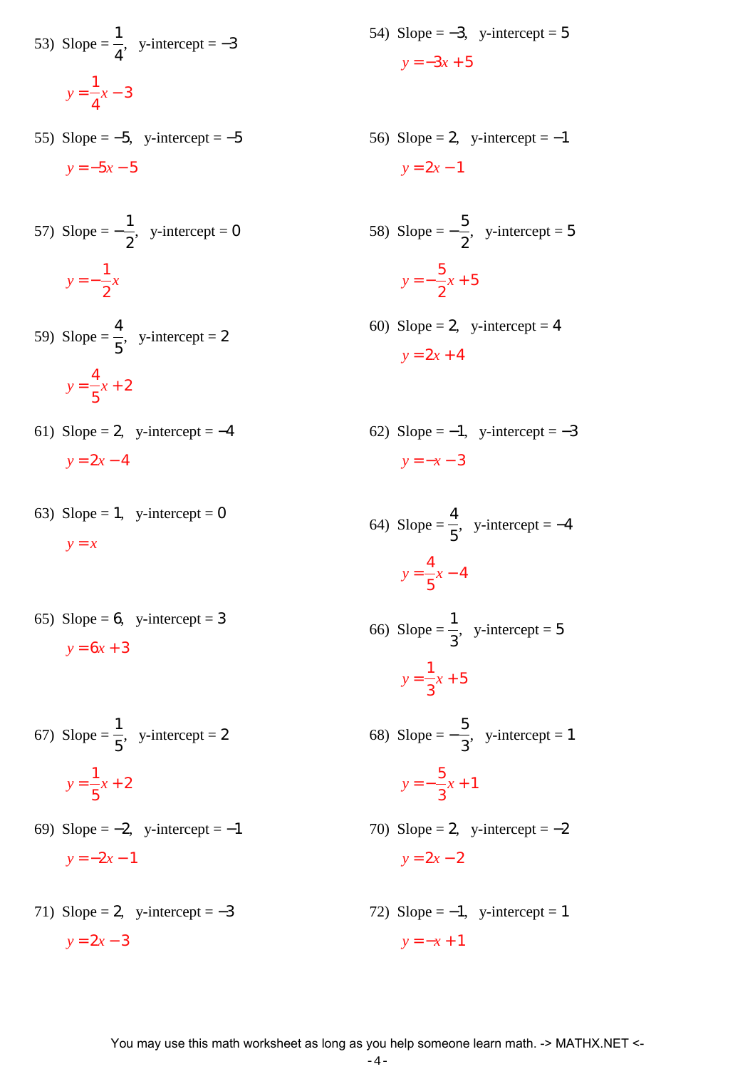53) Slope = $\frac{1}{4}$, y-intercept = $-3$

$y = \frac{1}{4}x - 3$

54) Slope = $-3$, y-intercept = $5$

$y = -3x + 5$

55) Slope = $-5$, y-intercept = $-5$

$y = -5x - 5$

56) Slope = $2$, y-intercept = $-1$

$y = 2x - 1$

57) Slope = $-\frac{1}{2}$, y-intercept = $0$

$y = -\frac{1}{2}x$

58) Slope = $-\frac{5}{2}$, y-intercept = $5$

$y = -\frac{5}{2}x + 5$

59) Slope = $\frac{4}{5}$, y-intercept = $2$

$y = \frac{4}{5}x + 2$

60) Slope = $2$, y-intercept = $4$

$y = 2x + 4$

61) Slope = $2$, y-intercept = $-4$

$y = 2x - 4$

62) Slope = $-1$, y-intercept = $-3$

$y = -x - 3$

63) Slope = $1$, y-intercept = $0$

$y = x$

64) Slope = $\frac{4}{5}$, y-intercept = $-4$

$y = \frac{4}{5}x - 4$

65) Slope = $6$, y-intercept = $3$

$y = 6x + 3$

66) Slope = $\frac{1}{3}$, y-intercept = $5$

$y = \frac{1}{3}x + 5$

67) Slope = $\frac{1}{5}$, y-intercept = $2$

$y = \frac{1}{5}x + 2$

68) Slope = $-\frac{5}{3}$, y-intercept = $1$

$y = -\frac{5}{3}x + 1$

69) Slope = $-2$, y-intercept = $-1$

$y = -2x - 1$

70) Slope = $2$, y-intercept = $-2$

$y = 2x - 2$

71) Slope = $2$, y-intercept = $-3$

$y = 2x - 3$

72) Slope = $-1$, y-intercept = $1$

$y = -x + 1$

You may use this math worksheet as long as you help someone learn math. -> MATHX.NET <-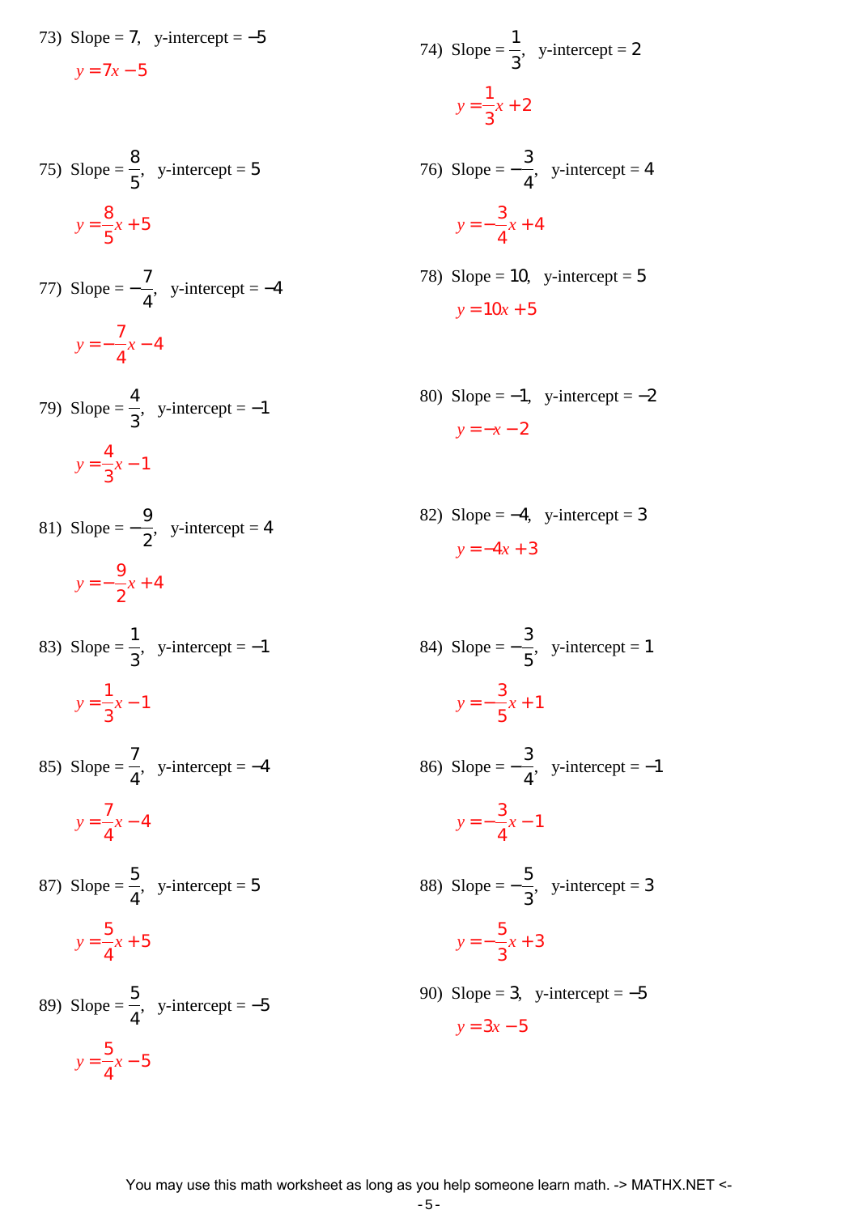73) Slope = $7$, y-intercept = $-5$

$y = 7x - 5$

74) Slope = $\frac{1}{3}$, y-intercept = $2$

$y = \frac{1}{3}x + 2$

75) Slope = $\frac{8}{5}$, y-intercept = $5$

$y = \frac{8}{5}x + 5$

76) Slope = $-\frac{3}{4}$, y-intercept = $4$

$y = -\frac{3}{4}x + 4$

77) Slope = $-\frac{7}{4}$, y-intercept = $-4$

$y = -\frac{7}{4}x - 4$

78) Slope = $10$, y-intercept = $5$

$y = 10x + 5$

79) Slope = $\frac{4}{3}$, y-intercept = $-1$

$y = \frac{4}{3}x - 1$

80) Slope = $-1$, y-intercept = $-2$

$y = -x - 2$

81) Slope = $-\frac{9}{2}$, y-intercept = $4$

$y = -\frac{9}{2}x + 4$

82) Slope = $-4$, y-intercept = $3$

$y = -4x + 3$

83) Slope = $\frac{1}{3}$, y-intercept = $-1$

$y = \frac{1}{3}x - 1$

84) Slope = $-\frac{3}{5}$, y-intercept = $1$

$y = -\frac{3}{5}x + 1$

85) Slope = $\frac{7}{4}$, y-intercept = $-4$

$y = \frac{7}{4}x - 4$

86) Slope = $-\frac{3}{4}$, y-intercept = $-1$

$y = -\frac{3}{4}x - 1$

87) Slope = $\frac{5}{4}$, y-intercept = $5$

$y = \frac{5}{4}x + 5$

88) Slope = $-\frac{5}{3}$, y-intercept = $3$

$y = -\frac{5}{3}x + 3$

89) Slope = $\frac{5}{4}$, y-intercept = $-5$

$y = \frac{5}{4}x - 5$

90) Slope = $3$, y-intercept = $-5$

$y = 3x - 5$

You may use this math worksheet as long as you help someone learn math. -> MATHX.NET <-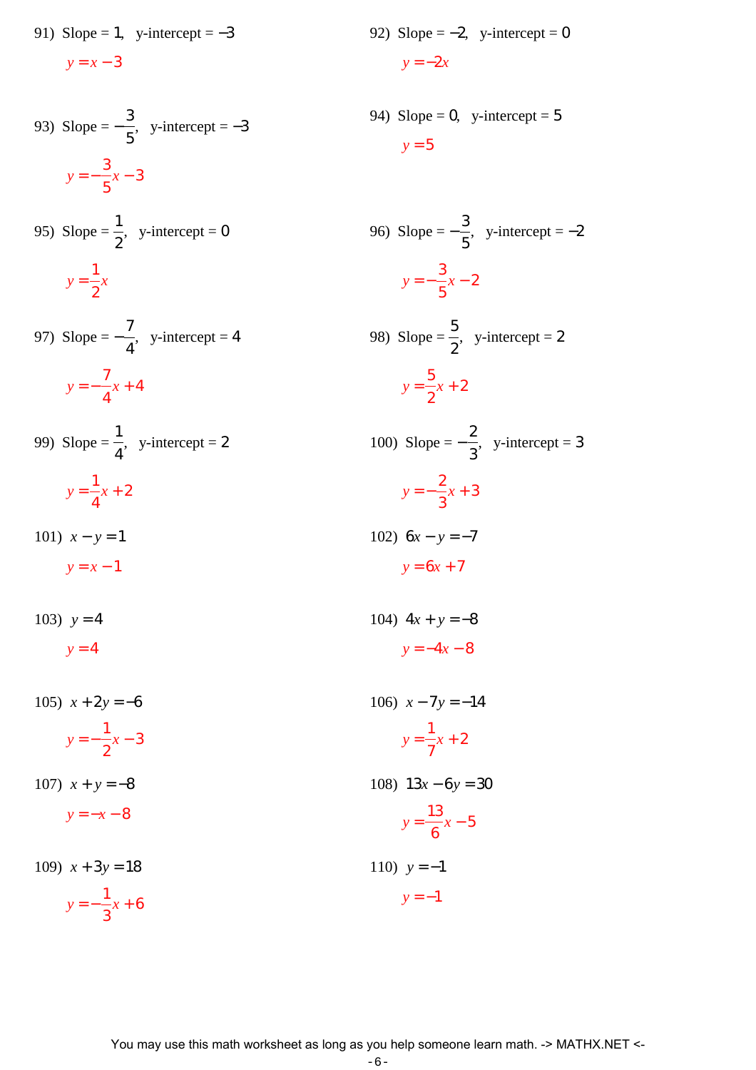91) Slope = $1$, y-intercept = $-3$

$y = x - 3$

92) Slope = $-2$, y-intercept = $0$

$y = -2x$

93) Slope = $-\frac{3}{5}$, y-intercept = $-3$

$y = -\frac{3}{5}x - 3$

94) Slope = $0$, y-intercept = $5$

$y = 5$

95) Slope = $\frac{1}{2}$, y-intercept = $0$

$y = \frac{1}{2}x$

96) Slope = $-\frac{3}{5}$, y-intercept = $-2$

$y = -\frac{3}{5}x - 2$

97) Slope = $-\frac{7}{4}$, y-intercept = $4$

$y = -\frac{7}{4}x + 4$

98) Slope = $\frac{5}{2}$, y-intercept = $2$

$y = \frac{5}{2}x + 2$

99) Slope = $\frac{1}{4}$, y-intercept = $2$

$y = \frac{1}{4}x + 2$

100) Slope = $-\frac{2}{3}$, y-intercept = $3$

$y = -\frac{2}{3}x + 3$

101) $x - y = 1$

$y = x - 1$

102) $6x - y = -7$

$y = 6x + 7$

103) $y = 4$

$y = 4$

104) $4x + y = -8$

$y = -4x - 8$

105) $x + 2y = -6$

$y = -\frac{1}{2}x - 3$

106) $x - 7y = -14$

$y = \frac{1}{7}x + 2$

107) $x + y = -8$

$y = -x - 8$

108) $13x - 6y = 30$

$y = \frac{13}{6}x - 5$

109) $x + 3y = 18$

$y = -\frac{1}{3}x + 6$

110) $y = -1$

$y = -1$

You may use this math worksheet as long as you help someone learn math. -> MATHX.NET <-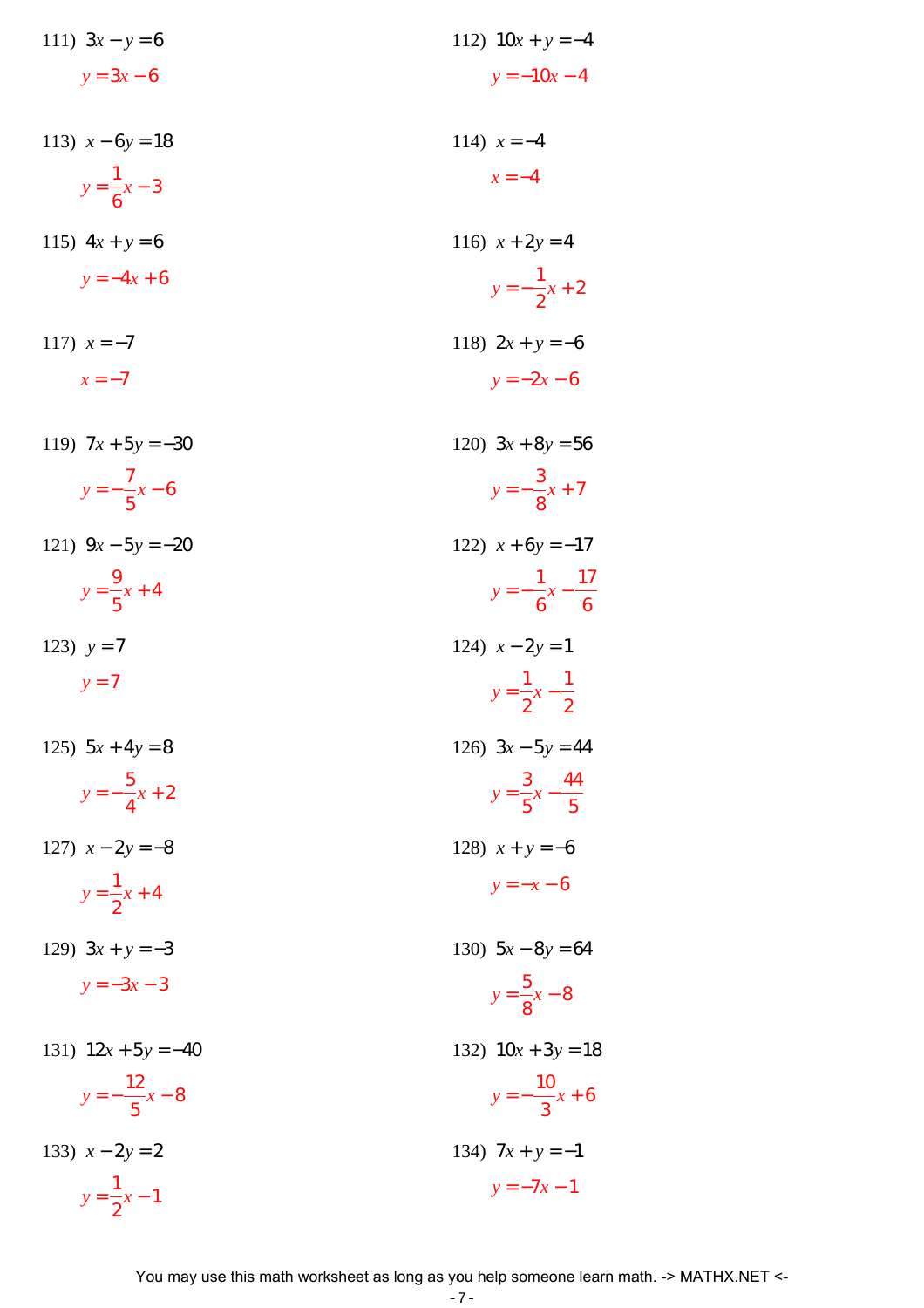111) $3x - y = 6$

$y = 3x - 6$

112) $10x + y = -4$

$y = -10x - 4$

113) $x - 6y = 18$

$y = \frac{1}{6}x - 3$

114) $x = -4$

$x = -4$

115) $4x + y = 6$

$y = -4x + 6$

116) $x + 2y = 4$

$y = -\frac{1}{2}x + 2$

117) $x = -7$

$x = -7$

118) $2x + y = -6$

$y = -2x - 6$

119) $7x + 5y = -30$

$y = -\frac{7}{5}x - 6$

120) $3x + 8y = 56$

$y = -\frac{3}{8}x + 7$

121) $9x - 5y = -20$

$y = \frac{9}{5}x + 4$

122) $x + 6y = -17$

$y = -\frac{1}{6}x - \frac{17}{6}$

123) $y = 7$

$y = 7$

124) $x - 2y = 1$

$y = \frac{1}{2}x - \frac{1}{2}$

125) $5x + 4y = 8$

$y = -\frac{5}{4}x + 2$

126) $3x - 5y = 44$

$y = \frac{3}{5}x - \frac{44}{5}$

127) $x - 2y = -8$

$y = \frac{1}{2}x + 4$

128) $x + y = -6$

$y = -x - 6$

129) $3x + y = -3$

$y = -3x - 3$

130) $5x - 8y = 64$

$y = \frac{5}{8}x - 8$

131) $12x + 5y = -40$

$y = -\frac{12}{5}x - 8$

132) $10x + 3y = 18$

$y = -\frac{10}{3}x + 6$

133) $x - 2y = 2$

$y = \frac{1}{2}x - 1$

134) $7x + y = -1$

$y = -7x - 1$

You may use this math worksheet as long as you help someone learn math. -> MATHX.NET <-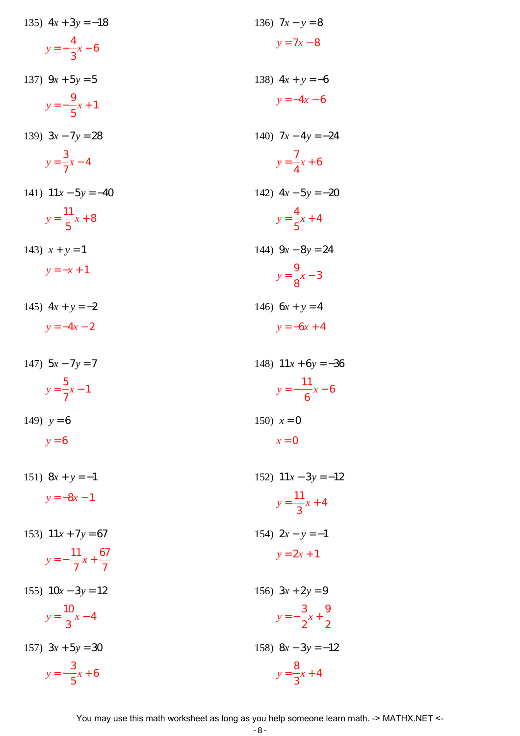135) $4x + 3y = -18$

$y = -\frac{4}{3}x - 6$

136) $7x - y = 8$

$y = 7x - 8$

137) $9x + 5y = 5$

$y = -\frac{9}{5}x + 1$

138) $4x + y = -6$

$y = -4x - 6$

139) $3x - 7y = 28$

$y = \frac{3}{7}x - 4$

140) $7x - 4y = -24$

$y = \frac{7}{4}x + 6$

141) $11x - 5y = -40$

$y = \frac{11}{5}x + 8$

142) $4x - 5y = -20$

$y = \frac{4}{5}x + 4$

143) $x + y = 1$

$y = -x + 1$

144) $9x - 8y = 24$

$y = \frac{9}{8}x - 3$

145) $4x + y = -2$

$y = -4x - 2$

146) $6x + y = 4$

$y = -6x + 4$

147) $5x - 7y = 7$

$y = \frac{5}{7}x - 1$

148) $11x + 6y = -36$

$y = -\frac{11}{6}x - 6$

149) $y = 6$

$y = 6$

150) $x = 0$

$x = 0$

151) $8x + y = -1$

$y = -8x - 1$

152) $11x - 3y = -12$

$y = \frac{11}{3}x + 4$

153) $11x + 7y = 67$

$y = -\frac{11}{7}x + \frac{67}{7}$

154) $2x - y = -1$

$y = 2x + 1$

155) $10x - 3y = 12$

$y = \frac{10}{3}x - 4$

156) $3x + 2y = 9$

$y = -\frac{3}{2}x + \frac{9}{2}$

157) $3x + 5y = 30$

$y = -\frac{3}{5}x + 6$

158) $8x - 3y = -12$

$y = \frac{8}{3}x + 4$

You may use this math worksheet as long as you help someone learn math. -> MATHX.NET <-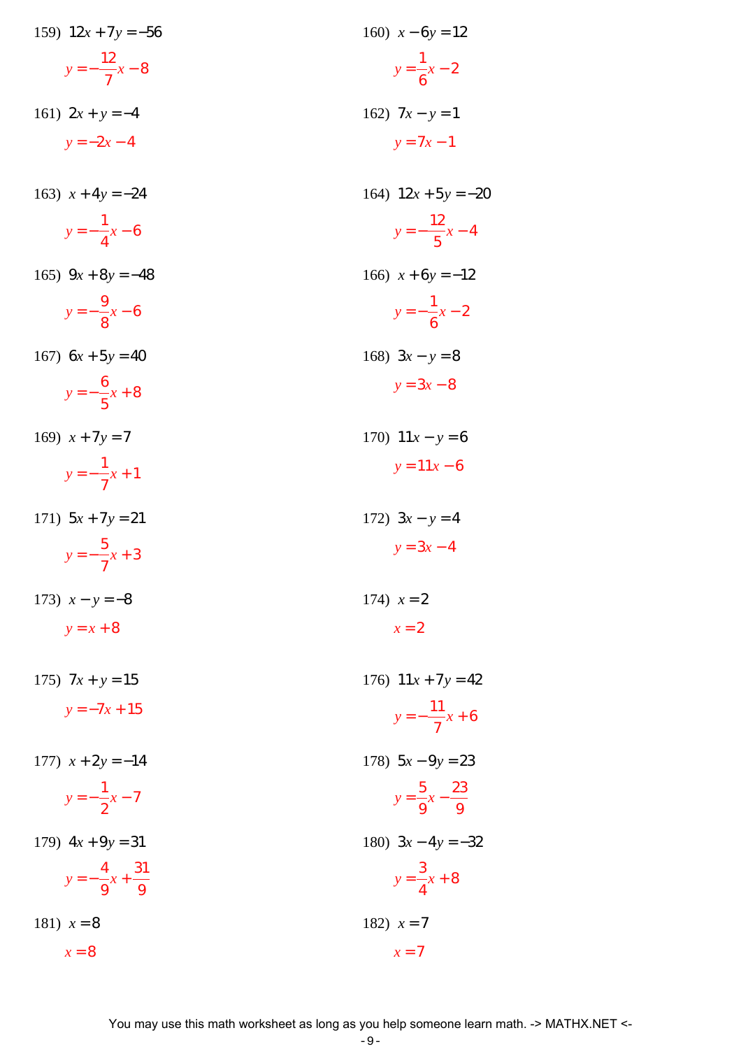159) $12x + 7y = -56$

$y = -\frac{12}{7}x - 8$

160) $x - 6y = 12$

$y = \frac{1}{6}x - 2$

161) $2x + y = -4$

$y = -2x - 4$

162) $7x - y = 1$

$y = 7x - 1$

163) $x + 4y = -24$

$y = -\frac{1}{4}x - 6$

164) $12x + 5y = -20$

$y = -\frac{12}{5}x - 4$

165) $9x + 8y = -48$

$y = -\frac{9}{8}x - 6$

166) $x + 6y = -12$

$y = -\frac{1}{6}x - 2$

167) $6x + 5y = 40$

$y = -\frac{6}{5}x + 8$

168) $3x - y = 8$

$y = 3x - 8$

169) $x + 7y = 7$

$y = -\frac{1}{7}x + 1$

170) $11x - y = 6$

$y = 11x - 6$

171) $5x + 7y = 21$

$y = -\frac{5}{7}x + 3$

172) $3x - y = 4$

$y = 3x - 4$

173) $x - y = -8$

$y = x + 8$

174) $x = 2$

$x = 2$

175) $7x + y = 15$

$y = -7x + 15$

176) $11x + 7y = 42$

$y = -\frac{11}{7}x + 6$

177) $x + 2y = -14$

$y = -\frac{1}{2}x - 7$

178) $5x - 9y = 23$

$y = \frac{5}{9}x - \frac{23}{9}$

179) $4x + 9y = 31$

$y = -\frac{4}{9}x + \frac{31}{9}$

180) $3x - 4y = -32$

$y = \frac{3}{4}x + 8$

181) $x = 8$

$x = 8$

182) $x = 7$

$x = 7$

You may use this math worksheet as long as you help someone learn math. -> MATHX.NET <-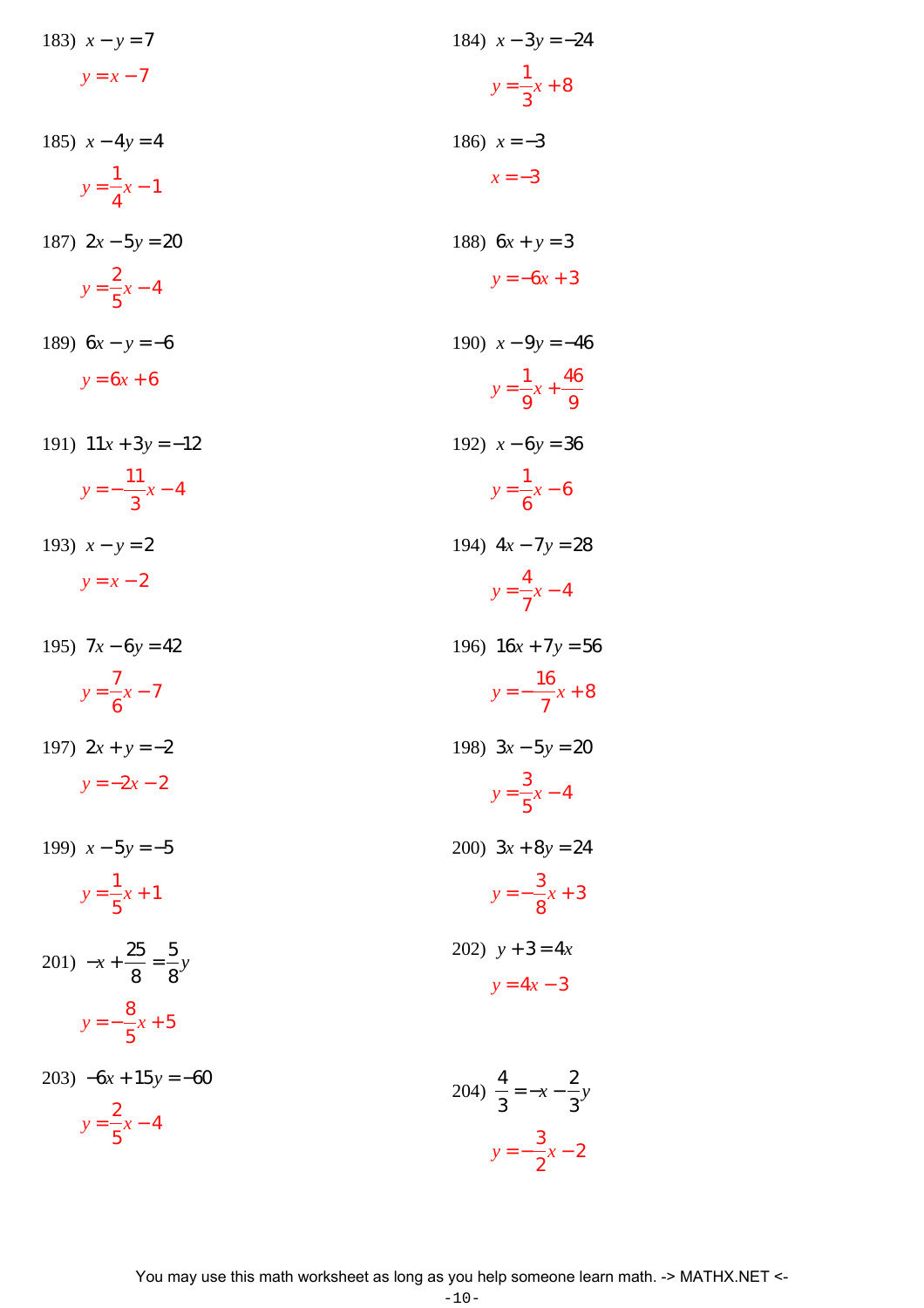183) $x - y = 7$

$y = x - 7$

184) $x - 3y = -24$

$y = \frac{1}{3}x + 8$

185) $x - 4y = 4$

$y = \frac{1}{4}x - 1$

186) $x = -3$

$x = -3$

187) $2x - 5y = 20$

$y = \frac{2}{5}x - 4$

188) $6x + y = 3$

$y = -6x + 3$

189) $6x - y = -6$

$y = 6x + 6$

190) $x - 9y = -46$

$y = \frac{1}{9}x + \frac{46}{9}$

191) $11x + 3y = -12$

$y = -\frac{11}{3}x - 4$

192) $x - 6y = 36$

$y = \frac{1}{6}x - 6$

193) $x - y = 2$

$y = x - 2$

194) $4x - 7y = 28$

$y = \frac{4}{7}x - 4$

195) $7x - 6y = 42$

$y = \frac{7}{6}x - 7$

196) $16x + 7y = 56$

$y = -\frac{16}{7}x + 8$

197) $2x + y = -2$

$y = -2x - 2$

198) $3x - 5y = 20$

$y = \frac{3}{5}x - 4$

199) $x - 5y = -5$

$y = \frac{1}{5}x + 1$

200) $3x + 8y = 24$

$y = -\frac{3}{8}x + 3$

201) $-x + \frac{25}{8} = \frac{5}{8}y$

$y = -\frac{8}{5}x + 5$

202) $y + 3 = 4x$

$y = 4x - 3$

203) $-6x + 15y = -60$

$y = \frac{2}{5}x - 4$

204) $\frac{4}{3} = -x - \frac{2}{3}y$

$y = -\frac{3}{2}x - 2$

You may use this math worksheet as long as you help someone learn math. -> MATHX.NET <-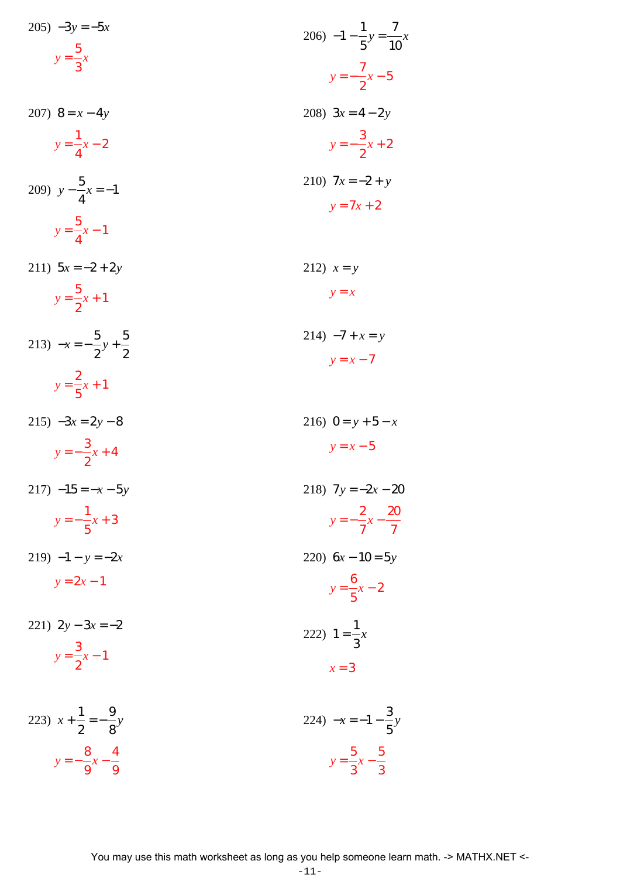205) $-3y = -5x$

$y = \frac{5}{3}x$

206) $-1 - \frac{1}{5}y = \frac{7}{10}x$

$y = -\frac{7}{2}x - 5$

207) $8 = x - 4y$

$y = \frac{1}{4}x - 2$

208) $3x = 4 - 2y$

$y = -\frac{3}{2}x + 2$

209) $y - \frac{5}{4}x = -1$

$y = \frac{5}{4}x - 1$

210) $7x = -2 + y$

$y = 7x + 2$

211) $5x = -2 + 2y$

$y = \frac{5}{2}x + 1$

212) $x = y$

$y = x$

213) $-x = -\frac{5}{2}y + \frac{5}{2}$

$y = \frac{2}{5}x + 1$

214) $-7 + x = y$

$y = x - 7$

215) $-3x = 2y - 8$

$y = -\frac{3}{2}x + 4$

216) $0 = y + 5 - x$

$y = x - 5$

217) $-15 = -x - 5y$

$y = -\frac{1}{5}x + 3$

218) $7y = -2x - 20$

$y = -\frac{2}{7}x - \frac{20}{7}$

219) $-1 - y = -2x$

$y = 2x - 1$

220) $6x - 10 = 5y$

$y = \frac{6}{5}x - 2$

221) $2y - 3x = -2$

$y = \frac{3}{2}x - 1$

222) $1 = \frac{1}{3}x$

$x = 3$

223) $x + \frac{1}{2} = -\frac{9}{8}y$

$y = -\frac{8}{9}x - \frac{4}{9}$

224) $-x = -1 - \frac{3}{5}y$

$y = \frac{5}{3}x - \frac{5}{3}$

You may use this math worksheet as long as you help someone learn math. -> MATHX.NET <-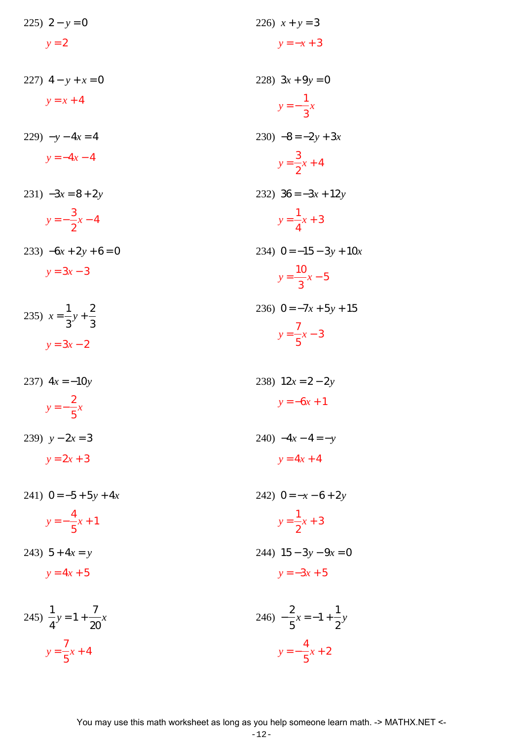225) $2 - y = 0$

$y = 2$

226) $x + y = 3$

$y = -x + 3$

227) $4 - y + x = 0$

$y = x + 4$

228) $3x + 9y = 0$

$y = -\frac{1}{3}x$

229) $-y - 4x = 4$

$y = -4x - 4$

230) $-8 = -2y + 3x$

$y = \frac{3}{2}x + 4$

231) $-3x = 8 + 2y$

$y = -\frac{3}{2}x - 4$

232) $36 = -3x + 12y$

$y = \frac{1}{4}x + 3$

233) $-6x + 2y + 6 = 0$

$y = 3x - 3$

234) $0 = -15 - 3y + 10x$

$y = \frac{10}{3}x - 5$

235) $x = \frac{1}{3}y + \frac{2}{3}$

$y = 3x - 2$

236) $0 = -7x + 5y + 15$

$y = \frac{7}{5}x - 3$

237) $4x = -10y$

$y = -\frac{2}{5}x$

238) $12x = 2 - 2y$

$y = -6x + 1$

239) $y - 2x = 3$

$y = 2x + 3$

240) $-4x - 4 = -y$

$y = 4x + 4$

241) $0 = -5 + 5y + 4x$

$y = -\frac{4}{5}x + 1$

242) $0 = -x - 6 + 2y$

$y = \frac{1}{2}x + 3$

243) $5 + 4x = y$

$y = 4x + 5$

244) $15 - 3y - 9x = 0$

$y = -3x + 5$

245) $\frac{1}{4}y = 1 + \frac{7}{20}x$

$y = \frac{7}{5}x + 4$

246) $-\frac{2}{5}x = -1 + \frac{1}{2}y$

$y = -\frac{4}{5}x + 2$

You may use this math worksheet as long as you help someone learn math. -> MATHX.NET <-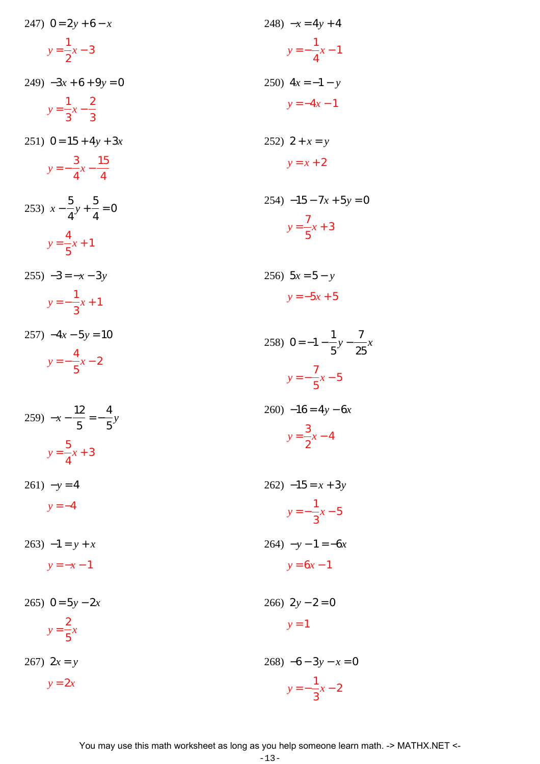247) $0 = 2y + 6 - x$

$y = \frac{1}{2}x - 3$

248) $-x = 4y + 4$

$y = -\frac{1}{4}x - 1$

249) $-3x + 6 + 9y = 0$

$y = \frac{1}{3}x - \frac{2}{3}$

250) $4x = -1 - y$

$y = -4x - 1$

251) $0 = 15 + 4y + 3x$

$y = -\frac{3}{4}x - \frac{15}{4}$

252) $2 + x = y$

$y = x + 2$

253) $x - \frac{5}{4}y + \frac{5}{4} = 0$

$y = \frac{4}{5}x + 1$

254) $-15 - 7x + 5y = 0$

$y = \frac{7}{5}x + 3$

255) $-3 = -x - 3y$

$y = -\frac{1}{3}x + 1$

256) $5x = 5 - y$

$y = -5x + 5$

257) $-4x - 5y = 10$

$y = -\frac{4}{5}x - 2$

258) $0 = -1 - \frac{1}{5}y - \frac{7}{25}x$

$y = -\frac{7}{5}x - 5$

259) $-x - \frac{12}{5} = -\frac{4}{5}y$

$y = \frac{5}{4}x + 3$

260) $-16 = 4y - 6x$

$y = \frac{3}{2}x - 4$

261) $-y = 4$

$y = -4$

262) $-15 = x + 3y$

$y = -\frac{1}{3}x - 5$

263) $-1 = y + x$

$y = -x - 1$

264) $-y - 1 = -6x$

$y = 6x - 1$

265) $0 = 5y - 2x$

$y = \frac{2}{5}x$

266) $2y - 2 = 0$

$y = 1$

267) $2x = y$

$y = 2x$

268) $-6 - 3y - x = 0$

$y = -\frac{1}{3}x - 2$

You may use this math worksheet as long as you help someone learn math. -> MATHX.NET <-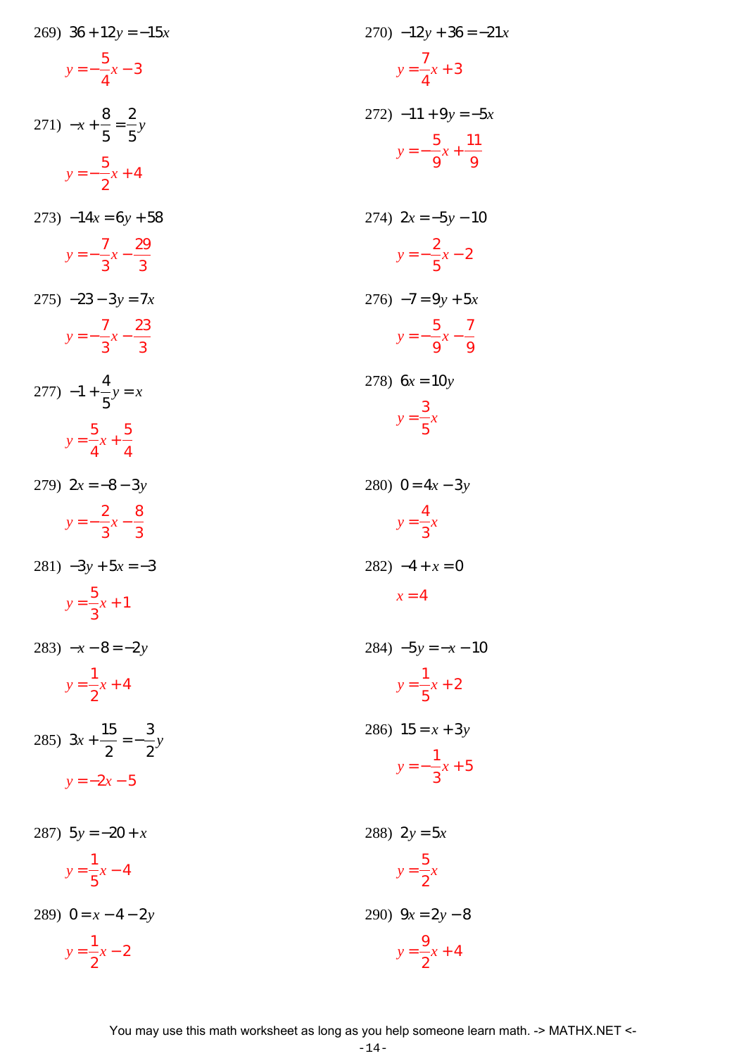269) $36+12y=-15x$

$y=-\frac{5}{4}x-3$

270) $-12y+36=-21x$

$y=\frac{7}{4}x+3$

271) $-x+\frac{8}{5}=\frac{2}{5}y$

$y=-\frac{5}{2}x+4$

272) $-11+9y=-5x$

$y=-\frac{5}{9}x+\frac{11}{9}$

273) $-14x=6y+58$

$y=-\frac{7}{3}x-\frac{29}{3}$

274) $2x=-5y-10$

$y=-\frac{2}{5}x-2$

275) $-23-3y=7x$

$y=-\frac{7}{3}x-\frac{23}{3}$

276) $-7=9y+5x$

$y=-\frac{5}{9}x-\frac{7}{9}$

277) $-1+\frac{4}{5}y=x$

$y=\frac{5}{4}x+\frac{5}{4}$

278) $6x=10y$

$y=\frac{3}{5}x$

279) $2x=-8-3y$

$y=-\frac{2}{3}x-\frac{8}{3}$

280) $0=4x-3y$

$y=\frac{4}{3}x$

281) $-3y+5x=-3$

$y=\frac{5}{3}x+1$

282) $-4+x=0$

$x=4$

283) $-x-8=-2y$

$y=\frac{1}{2}x+4$

284) $-5y=-x-10$

$y=\frac{1}{5}x+2$

285) $3x+\frac{15}{2}=-\frac{3}{2}y$

$y=-2x-5$

286) $15=x+3y$

$y=-\frac{1}{3}x+5$

287) $5y=-20+x$

$y=\frac{1}{5}x-4$

288) $2y=5x$

$y=\frac{5}{2}x$

289) $0=x-4-2y$

$y=\frac{1}{2}x-2$

290) $9x=2y-8$

$y=\frac{9}{2}x+4$

You may use this math worksheet as long as you help someone learn math. -> MATHX.NET <-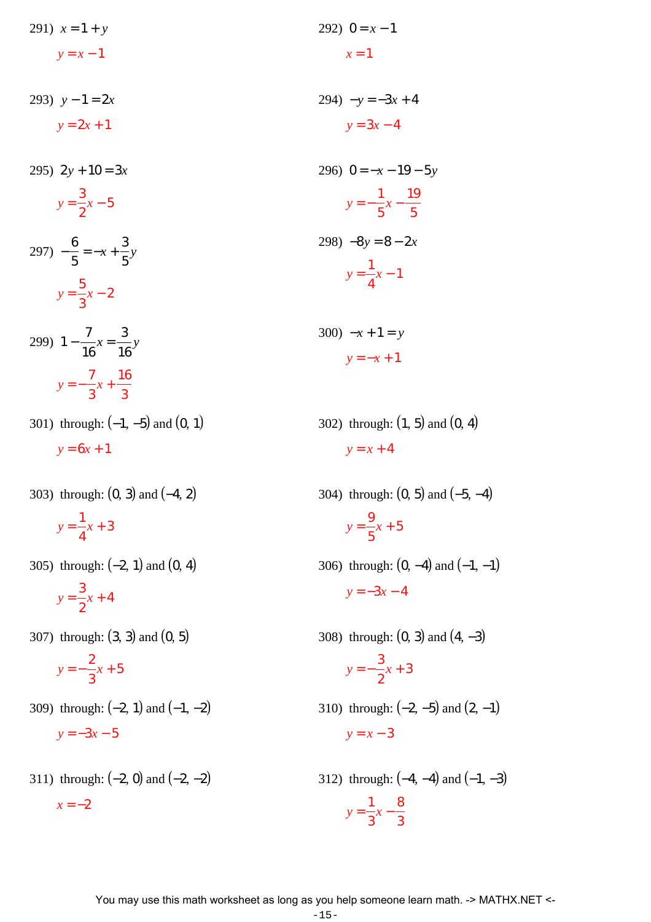291) $x = 1 + y$

$y = x - 1$

292) $0 = x - 1$

$x = 1$

293) $y - 1 = 2x$

$y = 2x + 1$

294) $-y = -3x + 4$

$y = 3x - 4$

295) $2y + 10 = 3x$

$y = \frac{3}{2}x - 5$

296) $0 = -x - 19 - 5y$

$y = -\frac{1}{5}x - \frac{19}{5}$

297) $-\frac{6}{5} = -x + \frac{3}{5}y$

$y = \frac{5}{3}x - 2$

298) $-8y = 8 - 2x$

$y = \frac{1}{4}x - 1$

299) $1 - \frac{7}{16}x = \frac{3}{16}y$

$y = -\frac{7}{3}x + \frac{16}{3}$

300) $-x + 1 = y$

$y = -x + 1$

301) through: $(-1, -5)$ and $(0, 1)$

$y = 6x + 1$

302) through: $(1, 5)$ and $(0, 4)$

$y = x + 4$

303) through: $(0, 3)$ and $(-4, 2)$

$y = \frac{1}{4}x + 3$

304) through: $(0, 5)$ and $(-5, -4)$

$y = \frac{9}{5}x + 5$

305) through: $(-2, 1)$ and $(0, 4)$

$y = \frac{3}{2}x + 4$

306) through: $(0, -4)$ and $(-1, -1)$

$y = -3x - 4$

307) through: $(3, 3)$ and $(0, 5)$

$y = -\frac{2}{3}x + 5$

308) through: $(0, 3)$ and $(4, -3)$

$y = -\frac{3}{2}x + 3$

309) through: $(-2, 1)$ and $(-1, -2)$

$y = -3x - 5$

310) through: $(-2, -5)$ and $(2, -1)$

$y = x - 3$

311) through: $(-2, 0)$ and $(-2, -2)$

$x = -2$

312) through: $(-4, -4)$ and $(-1, -3)$

$y = \frac{1}{3}x - \frac{8}{3}$

You may use this math worksheet as long as you help someone learn math. -> MATHX.NET <-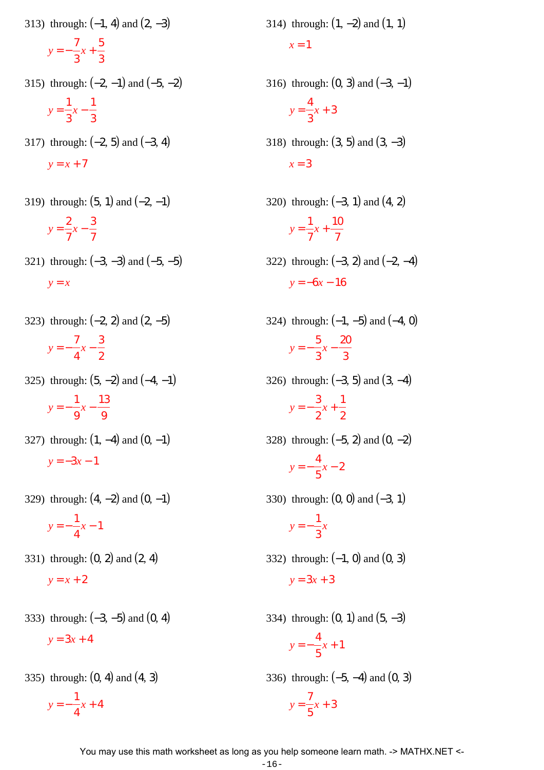313) through: $(-1, 4)$ and $(2, -3)$

$y = -\frac{7}{3}x + \frac{5}{3}$

314) through: $(1, -2)$ and $(1, 1)$

$x = 1$

315) through: $(-2, -1)$ and $(-5, -2)$

$y = \frac{1}{3}x - \frac{1}{3}$

316) through: $(0, 3)$ and $(-3, -1)$

$y = \frac{4}{3}x + 3$

317) through: $(-2, 5)$ and $(-3, 4)$

$y = x + 7$

318) through: $(3, 5)$ and $(3, -3)$

$x = 3$

319) through: $(5, 1)$ and $(-2, -1)$

$y = \frac{2}{7}x - \frac{3}{7}$

320) through: $(-3, 1)$ and $(4, 2)$

$y = \frac{1}{7}x + \frac{10}{7}$

321) through: $(-3, -3)$ and $(-5, -5)$

$y = x$

322) through: $(-3, 2)$ and $(-2, -4)$

$y = -6x - 16$

323) through: $(-2, 2)$ and $(2, -5)$

$y = -\frac{7}{4}x - \frac{3}{2}$

324) through: $(-1, -5)$ and $(-4, 0)$

$y = -\frac{5}{3}x - \frac{20}{3}$

325) through: $(5, -2)$ and $(-4, -1)$

$y = -\frac{1}{9}x - \frac{13}{9}$

326) through: $(-3, 5)$ and $(3, -4)$

$y = -\frac{3}{2}x + \frac{1}{2}$

327) through: $(1, -4)$ and $(0, -1)$

$y = -3x - 1$

328) through: $(-5, 2)$ and $(0, -2)$

$y = -\frac{4}{5}x - 2$

329) through: $(4, -2)$ and $(0, -1)$

$y = -\frac{1}{4}x - 1$

330) through: $(0, 0)$ and $(-3, 1)$

$y = -\frac{1}{3}x$

331) through: $(0, 2)$ and $(2, 4)$

$y = x + 2$

332) through: $(-1, 0)$ and $(0, 3)$

$y = 3x + 3$

333) through: $(-3, -5)$ and $(0, 4)$

$y = 3x + 4$

334) through: $(0, 1)$ and $(5, -3)$

$y = -\frac{4}{5}x + 1$

335) through: $(0, 4)$ and $(4, 3)$

$y = -\frac{1}{4}x + 4$

336) through: $(-5, -4)$ and $(0, 3)$

$y = \frac{7}{5}x + 3$

You may use this math worksheet as long as you help someone learn math. -> MATHX.NET <-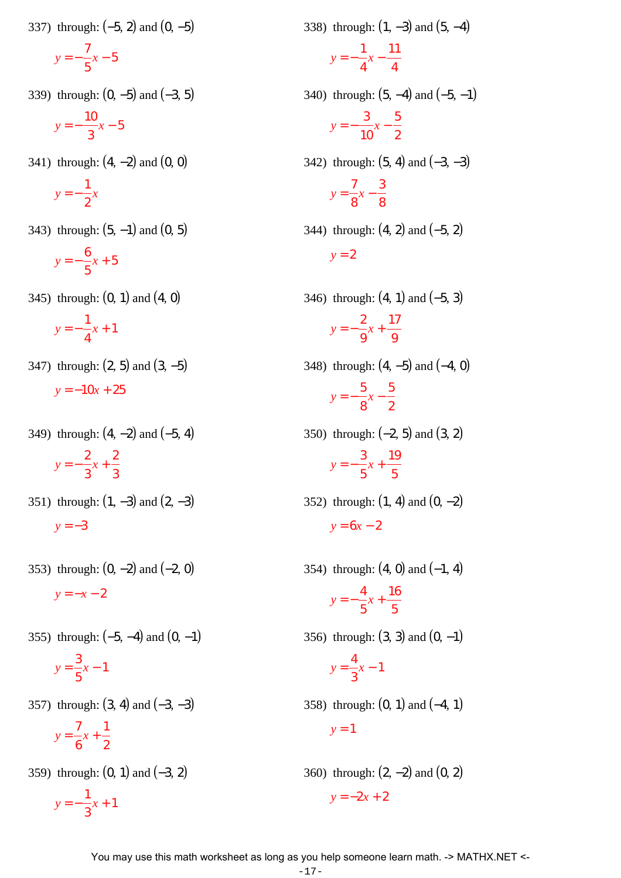337) through: $(-5, 2)$ and $(0, -5)$

$y = -\frac{7}{5}x - 5$

338) through: $(1, -3)$ and $(5, -4)$

$y = -\frac{1}{4}x - \frac{11}{4}$

339) through: $(0, -5)$ and $(-3, 5)$

$y = -\frac{10}{3}x - 5$

340) through: $(5, -4)$ and $(-5, -1)$

$y = -\frac{3}{10}x - \frac{5}{2}$

341) through: $(4, -2)$ and $(0, 0)$

$y = -\frac{1}{2}x$

342) through: $(5, 4)$ and $(-3, -3)$

$y = \frac{7}{8}x - \frac{3}{8}$

343) through: $(5, -1)$ and $(0, 5)$

$y = -\frac{6}{5}x + 5$

344) through: $(4, 2)$ and $(-5, 2)$

$y = 2$

345) through: $(0, 1)$ and $(4, 0)$

$y = -\frac{1}{4}x + 1$

346) through: $(4, 1)$ and $(-5, 3)$

$y = -\frac{2}{9}x + \frac{17}{9}$

347) through: $(2, 5)$ and $(3, -5)$

$y = -10x + 25$

348) through: $(4, -5)$ and $(-4, 0)$

$y = -\frac{5}{8}x - \frac{5}{2}$

349) through: $(4, -2)$ and $(-5, 4)$

$y = -\frac{2}{3}x + \frac{2}{3}$

350) through: $(-2, 5)$ and $(3, 2)$

$y = -\frac{3}{5}x + \frac{19}{5}$

351) through: $(1, -3)$ and $(2, -3)$

$y = -3$

352) through: $(1, 4)$ and $(0, -2)$

$y = 6x - 2$

353) through: $(0, -2)$ and $(-2, 0)$

$y = -x - 2$

354) through: $(4, 0)$ and $(-1, 4)$

$y = -\frac{4}{5}x + \frac{16}{5}$

355) through: $(-5, -4)$ and $(0, -1)$

$y = \frac{3}{5}x - 1$

356) through: $(3, 3)$ and $(0, -1)$

$y = \frac{4}{3}x - 1$

357) through: $(3, 4)$ and $(-3, -3)$

$y = \frac{7}{6}x + \frac{1}{2}$

358) through: $(0, 1)$ and $(-4, 1)$

$y = 1$

359) through: $(0, 1)$ and $(-3, 2)$

$y = -\frac{1}{3}x + 1$

360) through: $(2, -2)$ and $(0, 2)$

$y = -2x + 2$

You may use this math worksheet as long as you help someone learn math. -> MATHX.NET <-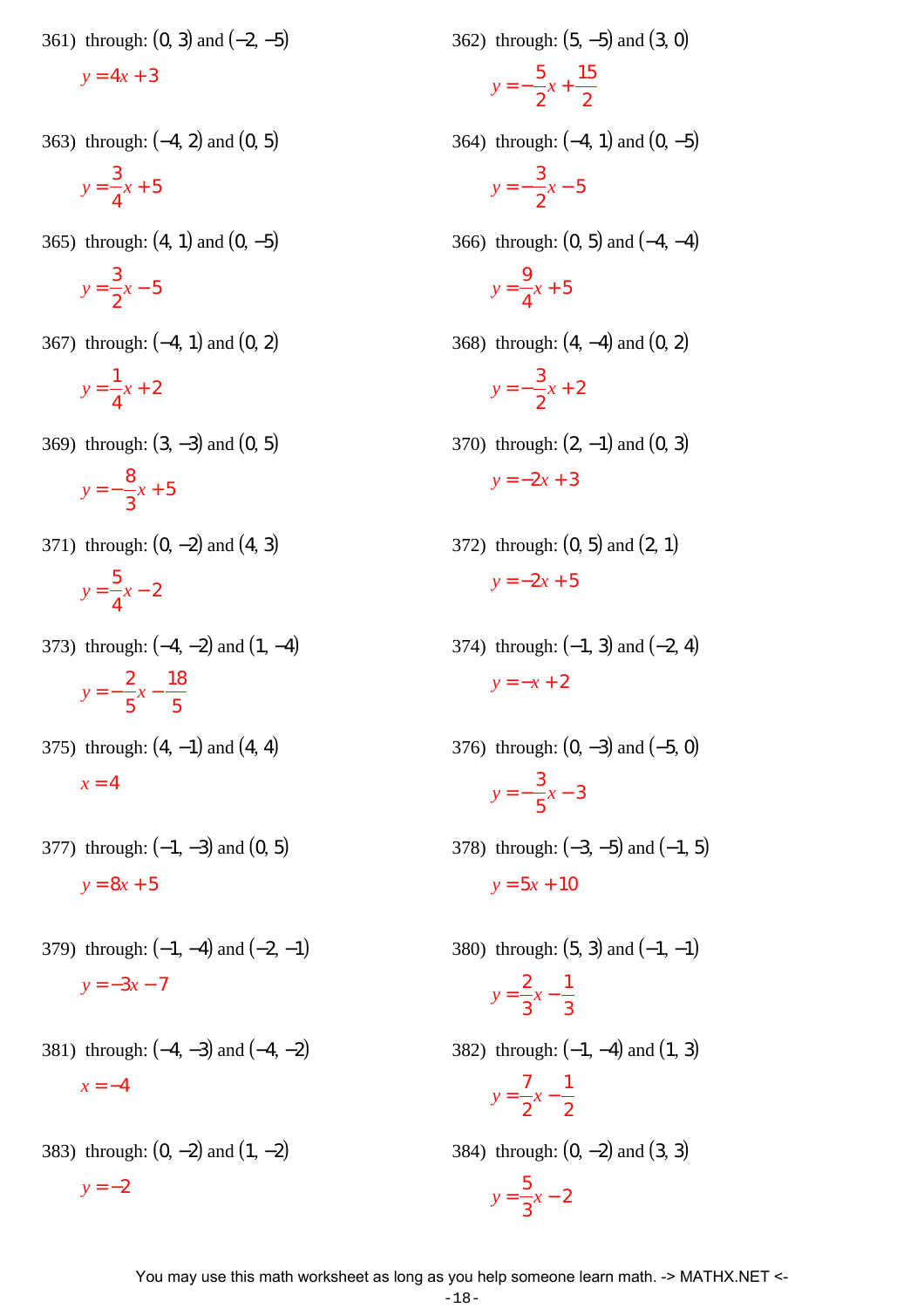361) through: $(0, 3)$ and $(-2, -5)$

$y = 4x + 3$

362) through: $(5, -5)$ and $(3, 0)$

$y = -\frac{5}{2}x + \frac{15}{2}$

363) through: $(-4, 2)$ and $(0, 5)$

$y = \frac{3}{4}x + 5$

364) through: $(-4, 1)$ and $(0, -5)$

$y = -\frac{3}{2}x - 5$

365) through: $(4, 1)$ and $(0, -5)$

$y = \frac{3}{2}x - 5$

366) through: $(0, 5)$ and $(-4, -4)$

$y = \frac{9}{4}x + 5$

367) through: $(-4, 1)$ and $(0, 2)$

$y = \frac{1}{4}x + 2$

368) through: $(4, -4)$ and $(0, 2)$

$y = -\frac{3}{2}x + 2$

369) through: $(3, -3)$ and $(0, 5)$

$y = -\frac{8}{3}x + 5$

370) through: $(2, -1)$ and $(0, 3)$

$y = -2x + 3$

371) through: $(0, -2)$ and $(4, 3)$

$y = \frac{5}{4}x - 2$

372) through: $(0, 5)$ and $(2, 1)$

$y = -2x + 5$

373) through: $(-4, -2)$ and $(1, -4)$

$y = -\frac{2}{5}x - \frac{18}{5}$

374) through: $(-1, 3)$ and $(-2, 4)$

$y = -x + 2$

375) through: $(4, -1)$ and $(4, 4)$

$x = 4$

376) through: $(0, -3)$ and $(-5, 0)$

$y = -\frac{3}{5}x - 3$

377) through: $(-1, -3)$ and $(0, 5)$

$y = 8x + 5$

378) through: $(-3, -5)$ and $(-1, 5)$

$y = 5x + 10$

379) through: $(-1, -4)$ and $(-2, -1)$

$y = -3x - 7$

380) through: $(5, 3)$ and $(-1, -1)$

$y = \frac{2}{3}x - \frac{1}{3}$

381) through: $(-4, -3)$ and $(-4, -2)$

$x = -4$

382) through: $(-1, -4)$ and $(1, 3)$

$y = \frac{7}{2}x - \frac{1}{2}$

383) through: $(0, -2)$ and $(1, -2)$

$y = -2$

384) through: $(0, -2)$ and $(3, 3)$

$y = \frac{5}{3}x - 2$

You may use this math worksheet as long as you help someone learn math. -> MATHX.NET <-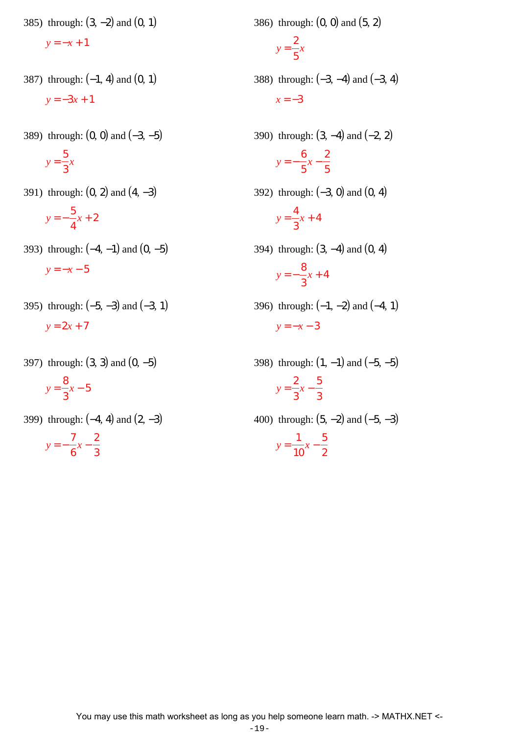385) through: $(3, -2)$ and $(0, 1)$

$y = -x + 1$

386) through: $(0, 0)$ and $(5, 2)$

$y = \frac{2}{5}x$

387) through: $(-1, 4)$ and $(0, 1)$

$y = -3x + 1$

388) through: $(-3, -4)$ and $(-3, 4)$

$x = -3$

389) through: $(0, 0)$ and $(-3, -5)$

$y = \frac{5}{3}x$

390) through: $(3, -4)$ and $(-2, 2)$

$y = -\frac{6}{5}x - \frac{2}{5}$

391) through: $(0, 2)$ and $(4, -3)$

$y = -\frac{5}{4}x + 2$

392) through: $(-3, 0)$ and $(0, 4)$

$y = \frac{4}{3}x + 4$

393) through: $(-4, -1)$ and $(0, -5)$

$y = -x - 5$

394) through: $(3, -4)$ and $(0, 4)$

$y = -\frac{8}{3}x + 4$

395) through: $(-5, -3)$ and $(-3, 1)$

$y = 2x + 7$

396) through: $(-1, -2)$ and $(-4, 1)$

$y = -x - 3$

397) through: $(3, 3)$ and $(0, -5)$

$y = \frac{8}{3}x - 5$

398) through: $(1, -1)$ and $(-5, -5)$

$y = \frac{2}{3}x - \frac{5}{3}$

399) through: $(-4, 4)$ and $(2, -3)$

$y = -\frac{7}{6}x - \frac{2}{3}$

400) through: $(5, -2)$ and $(-5, -3)$

$y = \frac{1}{10}x - \frac{5}{2}$

You may use this math worksheet as long as you help someone learn math. -> MATHX.NET <-